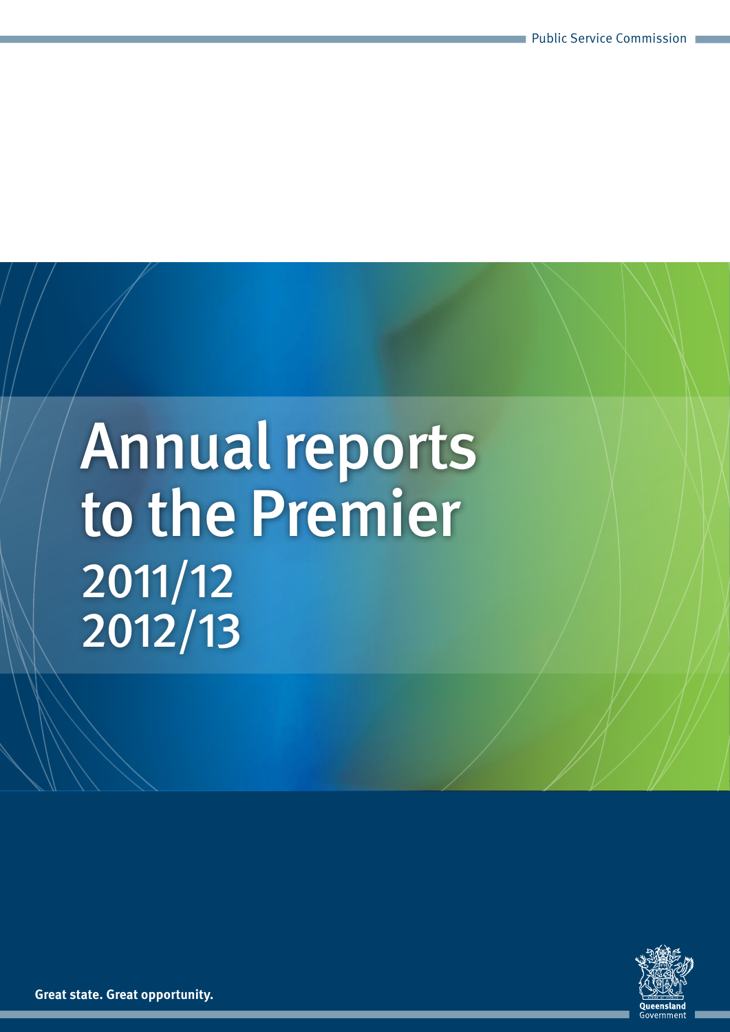Public Service Commission

# Annual reports to the Premier

## 2011/12
## 2012/13

Great state. Great opportunity.

Queensland Government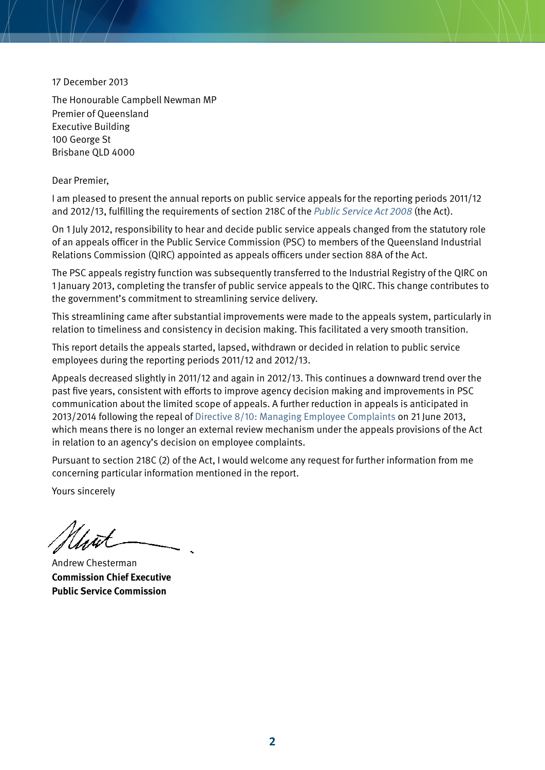17 December 2013

The Honourable Campbell Newman MP
Premier of Queensland
Executive Building
100 George St
Brisbane QLD 4000

Dear Premier,

I am pleased to present the annual reports on public service appeals for the reporting periods 2011/12 and 2012/13, fulfilling the requirements of section 218C of the *Public Service Act 2008* (the Act).

On 1 July 2012, responsibility to hear and decide public service appeals changed from the statutory role of an appeals officer in the Public Service Commission (PSC) to members of the Queensland Industrial Relations Commission (QIRC) appointed as appeals officers under section 88A of the Act.

The PSC appeals registry function was subsequently transferred to the Industrial Registry of the QIRC on 1 January 2013, completing the transfer of public service appeals to the QIRC. This change contributes to the government's commitment to streamlining service delivery.

This streamlining came after substantial improvements were made to the appeals system, particularly in relation to timeliness and consistency in decision making. This facilitated a very smooth transition.

This report details the appeals started, lapsed, withdrawn or decided in relation to public service employees during the reporting periods 2011/12 and 2012/13.

Appeals decreased slightly in 2011/12 and again in 2012/13. This continues a downward trend over the past five years, consistent with efforts to improve agency decision making and improvements in PSC communication about the limited scope of appeals. A further reduction in appeals is anticipated in 2013/2014 following the repeal of Directive 8/10: Managing Employee Complaints on 21 June 2013, which means there is no longer an external review mechanism under the appeals provisions of the Act in relation to an agency's decision on employee complaints.

Pursuant to section 218C (2) of the Act, I would welcome any request for further information from me concerning particular information mentioned in the report.

Yours sincerely

Andrew Chesterman
**Commission Chief Executive**
**Public Service Commission**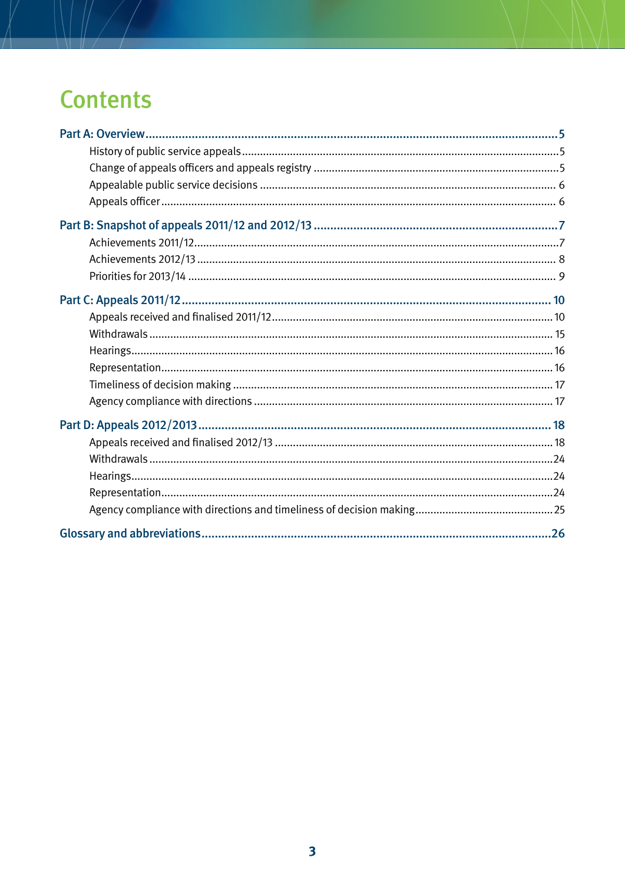# Contents

**Part A: Overview** ... 5

- History of public service appeals ... 5
- Change of appeals officers and appeals registry ... 5
- Appealable public service decisions ... 6
- Appeals officer ... 6

**Part B: Snapshot of appeals 2011/12 and 2012/13** ... 7

- Achievements 2011/12 ... 7
- Achievements 2012/13 ... 8
- Priorities for 2013/14 ... 9

**Part C: Appeals 2011/12** ... 10

- Appeals received and finalised 2011/12 ... 10
- Withdrawals ... 15
- Hearings ... 16
- Representation ... 16
- Timeliness of decision making ... 17
- Agency compliance with directions ... 17

**Part D: Appeals 2012/2013** ... 18

- Appeals received and finalised 2012/13 ... 18
- Withdrawals ... 24
- Hearings ... 24
- Representation ... 24
- Agency compliance with directions and timeliness of decision making ... 25

**Glossary and abbreviations** ... 26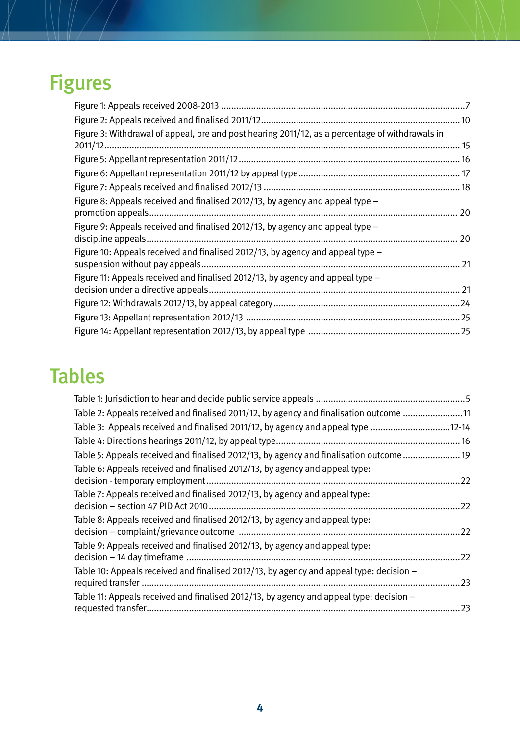# Figures

Figure 1: Appeals received 2008-2013 .......................................................................................7
Figure 2: Appeals received and finalised 2011/12............................................................................10
Figure 3: Withdrawal of appeal, pre and post hearing 2011/12, as a percentage of withdrawals in 2011/12...............................................................................................................................15
Figure 5: Appellant representation 2011/12..........................................................................16
Figure 6: Appellant representation 2011/12 by appeal type.................................................17
Figure 7: Appeals received and finalised 2012/13 .................................................................18
Figure 8: Appeals received and finalised 2012/13, by agency and appeal type – promotion appeals............................................................................................................................ 20
Figure 9: Appeals received and finalised 2012/13, by agency and appeal type – discipline appeals............................................................................................................................. 20
Figure 10: Appeals received and finalised 2012/13, by agency and appeal type – suspension without pay appeals........................................................................................ 21
Figure 11: Appeals received and finalised 2012/13, by agency and appeal type – decision under a directive appeals.................................................................................... 21
Figure 12: Withdrawals 2012/13, by appeal category..............................................................24
Figure 13: Appellant representation 2012/13 ..........................................................................25
Figure 14: Appellant representation 2012/13, by appeal type ...............................................25

# Tables

Table 1: Jurisdiction to hear and decide public service appeals ..............................................5
Table 2: Appeals received and finalised 2011/12, by agency and finalisation outcome ...........11
Table 3: Appeals received and finalised 2011/12, by agency and appeal type ...................12-14
Table 4: Directions hearings 2011/12, by appeal type.............................................................16
Table 5: Appeals received and finalised 2012/13, by agency and finalisation outcome ...........19
Table 6: Appeals received and finalised 2012/13, by agency and appeal type: decision - temporary employment.......................................................................................22
Table 7: Appeals received and finalised 2012/13, by agency and appeal type: decision – section 47 PID Act 2010...................................................................................22
Table 8: Appeals received and finalised 2012/13, by agency and appeal type: decision – complaint/grievance outcome ........................................................................22
Table 9: Appeals received and finalised 2012/13, by agency and appeal type: decision – 14 day timeframe ..............................................................................................22
Table 10: Appeals received and finalised 2012/13, by agency and appeal type: decision – required transfer ...............................................................................................23
Table 11: Appeals received and finalised 2012/13, by agency and appeal type: decision – requested transfer.............................................................................................23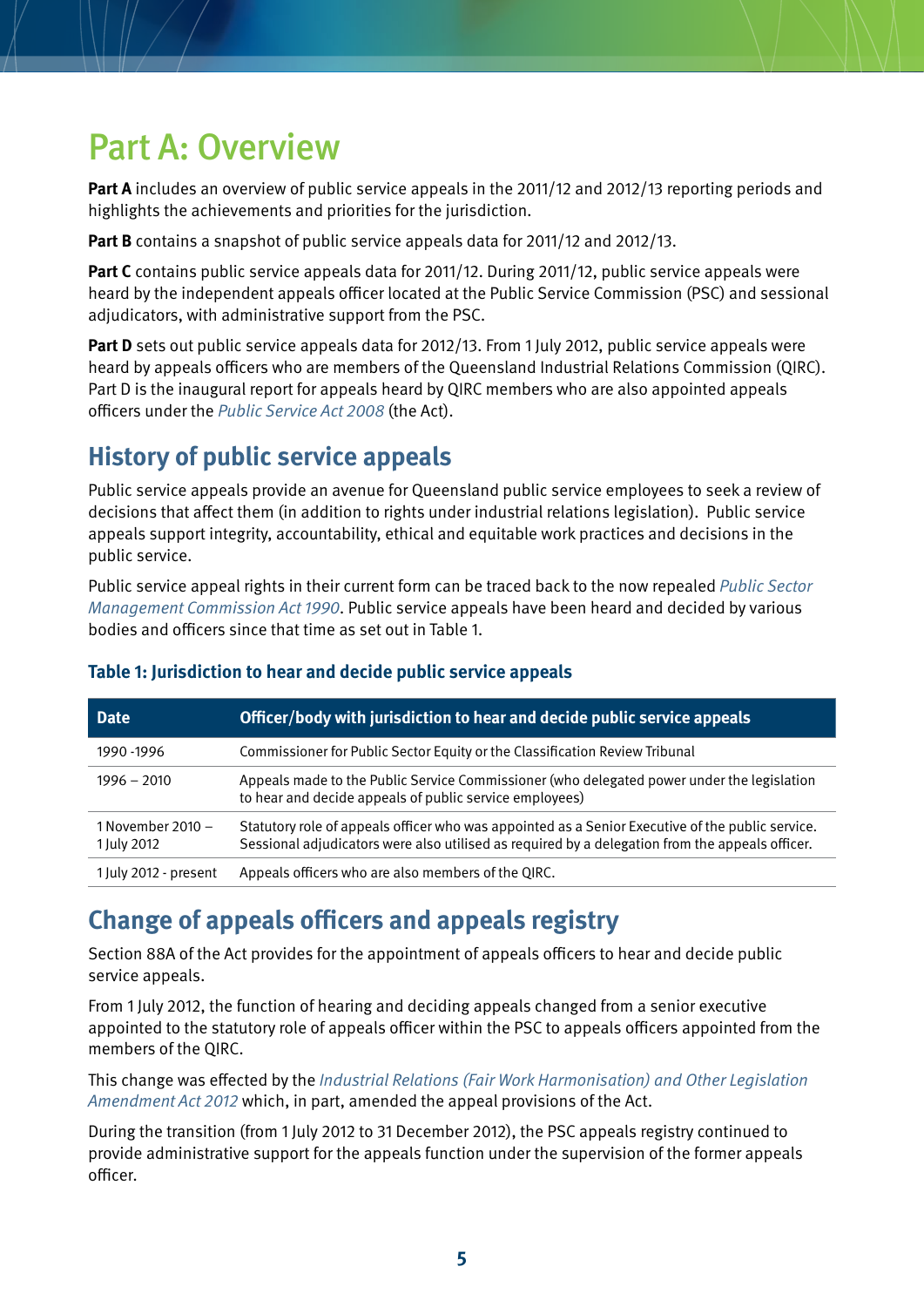# Part A: Overview

**Part A** includes an overview of public service appeals in the 2011/12 and 2012/13 reporting periods and highlights the achievements and priorities for the jurisdiction.

**Part B** contains a snapshot of public service appeals data for 2011/12 and 2012/13.

**Part C** contains public service appeals data for 2011/12. During 2011/12, public service appeals were heard by the independent appeals officer located at the Public Service Commission (PSC) and sessional adjudicators, with administrative support from the PSC.

**Part D** sets out public service appeals data for 2012/13. From 1 July 2012, public service appeals were heard by appeals officers who are members of the Queensland Industrial Relations Commission (QIRC). Part D is the inaugural report for appeals heard by QIRC members who are also appointed appeals officers under the *Public Service Act 2008* (the Act).

## History of public service appeals

Public service appeals provide an avenue for Queensland public service employees to seek a review of decisions that affect them (in addition to rights under industrial relations legislation). Public service appeals support integrity, accountability, ethical and equitable work practices and decisions in the public service.

Public service appeal rights in their current form can be traced back to the now repealed *Public Sector Management Commission Act 1990*. Public service appeals have been heard and decided by various bodies and officers since that time as set out in Table 1.

### Table 1: Jurisdiction to hear and decide public service appeals

| Date | Officer/body with jurisdiction to hear and decide public service appeals |
|---|---|
| 1990 -1996 | Commissioner for Public Sector Equity or the Classification Review Tribunal |
| 1996 – 2010 | Appeals made to the Public Service Commissioner (who delegated power under the legislation to hear and decide appeals of public service employees) |
| 1 November 2010 – 1 July 2012 | Statutory role of appeals officer who was appointed as a Senior Executive of the public service. Sessional adjudicators were also utilised as required by a delegation from the appeals officer. |
| 1 July 2012 - present | Appeals officers who are also members of the QIRC. |

## Change of appeals officers and appeals registry

Section 88A of the Act provides for the appointment of appeals officers to hear and decide public service appeals.

From 1 July 2012, the function of hearing and deciding appeals changed from a senior executive appointed to the statutory role of appeals officer within the PSC to appeals officers appointed from the members of the QIRC.

This change was effected by the *Industrial Relations (Fair Work Harmonisation) and Other Legislation Amendment Act 2012* which, in part, amended the appeal provisions of the Act.

During the transition (from 1 July 2012 to 31 December 2012), the PSC appeals registry continued to provide administrative support for the appeals function under the supervision of the former appeals officer.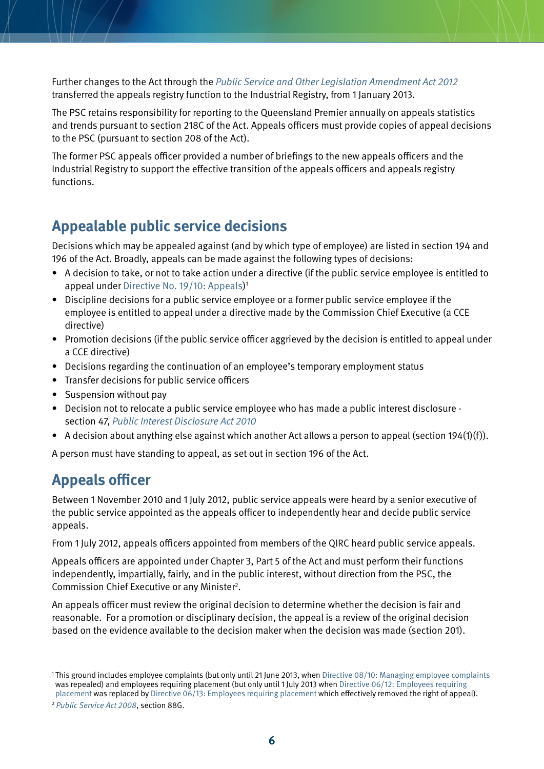Further changes to the Act through the *Public Service and Other Legislation Amendment Act 2012* transferred the appeals registry function to the Industrial Registry, from 1 January 2013.

The PSC retains responsibility for reporting to the Queensland Premier annually on appeals statistics and trends pursuant to section 218C of the Act. Appeals officers must provide copies of appeal decisions to the PSC (pursuant to section 208 of the Act).

The former PSC appeals officer provided a number of briefings to the new appeals officers and the Industrial Registry to support the effective transition of the appeals officers and appeals registry functions.

## Appealable public service decisions

Decisions which may be appealed against (and by which type of employee) are listed in section 194 and 196 of the Act. Broadly, appeals can be made against the following types of decisions:

- A decision to take, or not to take action under a directive (if the public service employee is entitled to appeal under Directive No. 19/10: Appeals)[1]
- Discipline decisions for a public service employee or a former public service employee if the employee is entitled to appeal under a directive made by the Commission Chief Executive (a CCE directive)
- Promotion decisions (if the public service officer aggrieved by the decision is entitled to appeal under a CCE directive)
- Decisions regarding the continuation of an employee's temporary employment status
- Transfer decisions for public service officers
- Suspension without pay
- Decision not to relocate a public service employee who has made a public interest disclosure - section 47, *Public Interest Disclosure Act 2010*
- A decision about anything else against which another Act allows a person to appeal (section 194(1)(f)).

A person must have standing to appeal, as set out in section 196 of the Act.

## Appeals officer

Between 1 November 2010 and 1 July 2012, public service appeals were heard by a senior executive of the public service appointed as the appeals officer to independently hear and decide public service appeals.

From 1 July 2012, appeals officers appointed from members of the QIRC heard public service appeals.

Appeals officers are appointed under Chapter 3, Part 5 of the Act and must perform their functions independently, impartially, fairly, and in the public interest, without direction from the PSC, the Commission Chief Executive or any Minister[2].

An appeals officer must review the original decision to determine whether the decision is fair and reasonable. For a promotion or disciplinary decision, the appeal is a review of the original decision based on the evidence available to the decision maker when the decision was made (section 201).

[1] This ground includes employee complaints (but only until 21 June 2013, when Directive 08/10: Managing employee complaints was repealed) and employees requiring placement (but only until 1 July 2013 when Directive 06/12: Employees requiring placement was replaced by Directive 06/13: Employees requiring placement which effectively removed the right of appeal).

[2] *Public Service Act 2008*, section 88G.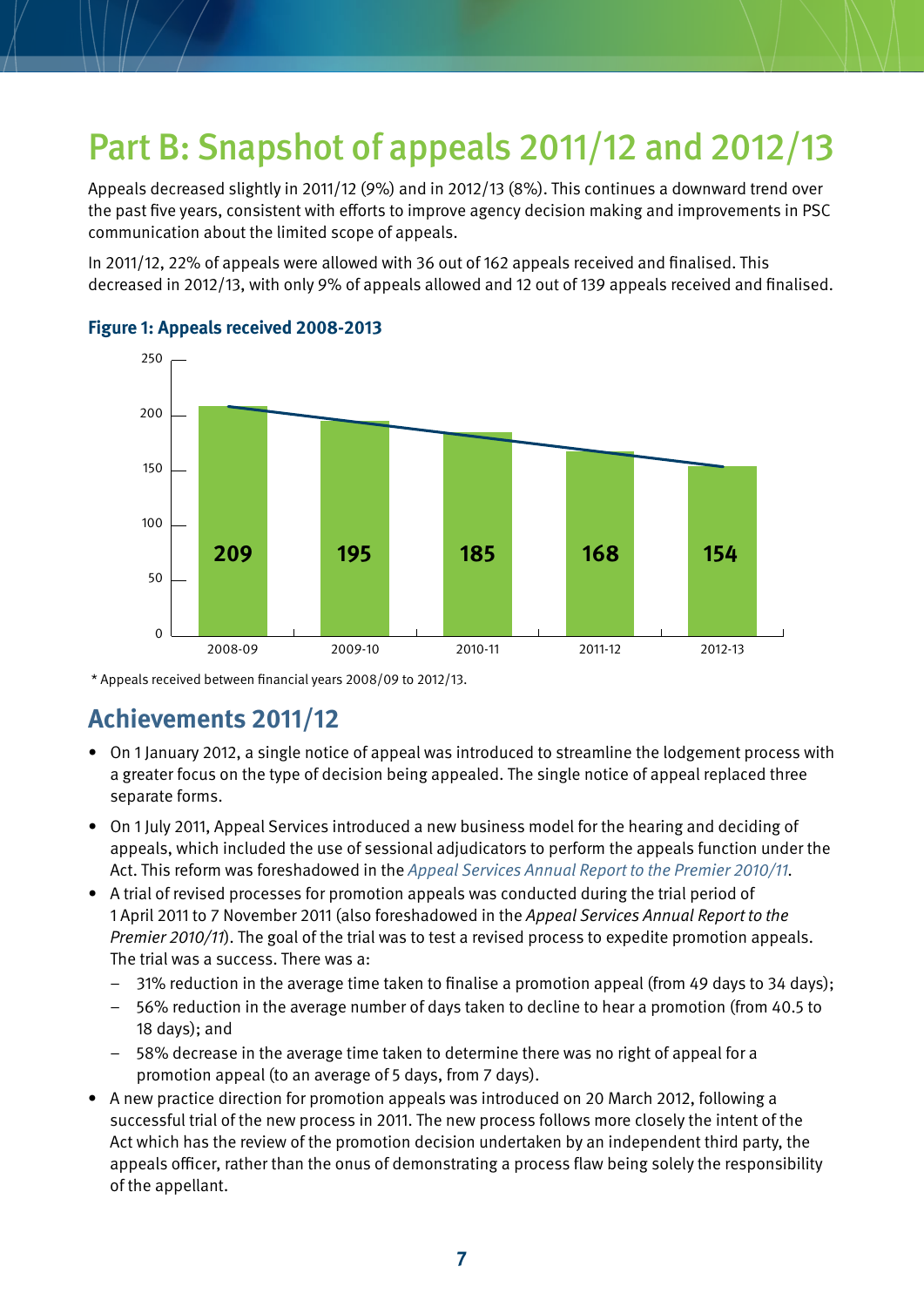# Part B: Snapshot of appeals 2011/12 and 2012/13

Appeals decreased slightly in 2011/12 (9%) and in 2012/13 (8%). This continues a downward trend over the past five years, consistent with efforts to improve agency decision making and improvements in PSC communication about the limited scope of appeals.

In 2011/12, 22% of appeals were allowed with 36 out of 162 appeals received and finalised. This decreased in 2012/13, with only 9% of appeals allowed and 12 out of 139 appeals received and finalised.

**Figure 1: Appeals received 2008-2013**

| Financial year | Appeals received |
|---|---|
| 2008-09 | 209 |
| 2009-10 | 195 |
| 2010-11 | 185 |
| 2011-12 | 168 |
| 2012-13 | 154 |

\* Appeals received between financial years 2008/09 to 2012/13.

## Achievements 2011/12

- On 1 January 2012, a single notice of appeal was introduced to streamline the lodgement process with a greater focus on the type of decision being appealed. The single notice of appeal replaced three separate forms.
- On 1 July 2011, Appeal Services introduced a new business model for the hearing and deciding of appeals, which included the use of sessional adjudicators to perform the appeals function under the Act. This reform was foreshadowed in the *Appeal Services Annual Report to the Premier 2010/11*.
- A trial of revised processes for promotion appeals was conducted during the trial period of 1 April 2011 to 7 November 2011 (also foreshadowed in the *Appeal Services Annual Report to the Premier 2010/11*). The goal of the trial was to test a revised process to expedite promotion appeals. The trial was a success. There was a:
  - 31% reduction in the average time taken to finalise a promotion appeal (from 49 days to 34 days);
  - 56% reduction in the average number of days taken to decline to hear a promotion (from 40.5 to 18 days); and
  - 58% decrease in the average time taken to determine there was no right of appeal for a promotion appeal (to an average of 5 days, from 7 days).
- A new practice direction for promotion appeals was introduced on 20 March 2012, following a successful trial of the new process in 2011. The new process follows more closely the intent of the Act which has the review of the promotion decision undertaken by an independent third party, the appeals officer, rather than the onus of demonstrating a process flaw being solely the responsibility of the appellant.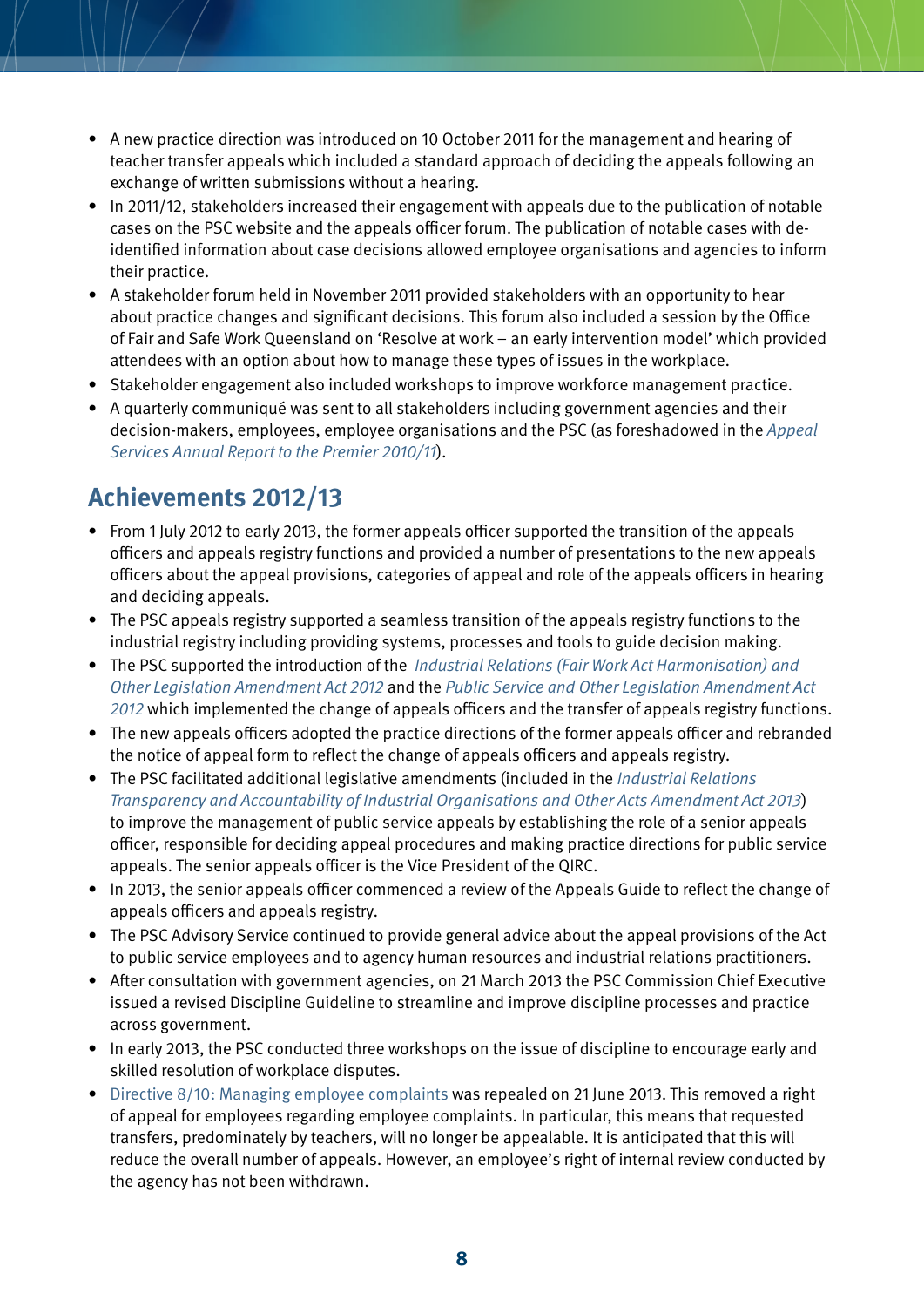- A new practice direction was introduced on 10 October 2011 for the management and hearing of teacher transfer appeals which included a standard approach of deciding the appeals following an exchange of written submissions without a hearing.
- In 2011/12, stakeholders increased their engagement with appeals due to the publication of notable cases on the PSC website and the appeals officer forum. The publication of notable cases with de-identified information about case decisions allowed employee organisations and agencies to inform their practice.
- A stakeholder forum held in November 2011 provided stakeholders with an opportunity to hear about practice changes and significant decisions. This forum also included a session by the Office of Fair and Safe Work Queensland on 'Resolve at work – an early intervention model' which provided attendees with an option about how to manage these types of issues in the workplace.
- Stakeholder engagement also included workshops to improve workforce management practice.
- A quarterly communiqué was sent to all stakeholders including government agencies and their decision-makers, employees, employee organisations and the PSC (as foreshadowed in the *Appeal Services Annual Report to the Premier 2010/11*).

## Achievements 2012/13

- From 1 July 2012 to early 2013, the former appeals officer supported the transition of the appeals officers and appeals registry functions and provided a number of presentations to the new appeals officers about the appeal provisions, categories of appeal and role of the appeals officers in hearing and deciding appeals.
- The PSC appeals registry supported a seamless transition of the appeals registry functions to the industrial registry including providing systems, processes and tools to guide decision making.
- The PSC supported the introduction of the *Industrial Relations (Fair Work Act Harmonisation) and Other Legislation Amendment Act 2012* and the *Public Service and Other Legislation Amendment Act 2012* which implemented the change of appeals officers and the transfer of appeals registry functions.
- The new appeals officers adopted the practice directions of the former appeals officer and rebranded the notice of appeal form to reflect the change of appeals officers and appeals registry.
- The PSC facilitated additional legislative amendments (included in the *Industrial Relations Transparency and Accountability of Industrial Organisations and Other Acts Amendment Act 2013*) to improve the management of public service appeals by establishing the role of a senior appeals officer, responsible for deciding appeal procedures and making practice directions for public service appeals. The senior appeals officer is the Vice President of the QIRC.
- In 2013, the senior appeals officer commenced a review of the Appeals Guide to reflect the change of appeals officers and appeals registry.
- The PSC Advisory Service continued to provide general advice about the appeal provisions of the Act to public service employees and to agency human resources and industrial relations practitioners.
- After consultation with government agencies, on 21 March 2013 the PSC Commission Chief Executive issued a revised Discipline Guideline to streamline and improve discipline processes and practice across government.
- In early 2013, the PSC conducted three workshops on the issue of discipline to encourage early and skilled resolution of workplace disputes.
- Directive 8/10: Managing employee complaints was repealed on 21 June 2013. This removed a right of appeal for employees regarding employee complaints. In particular, this means that requested transfers, predominately by teachers, will no longer be appealable. It is anticipated that this will reduce the overall number of appeals. However, an employee's right of internal review conducted by the agency has not been withdrawn.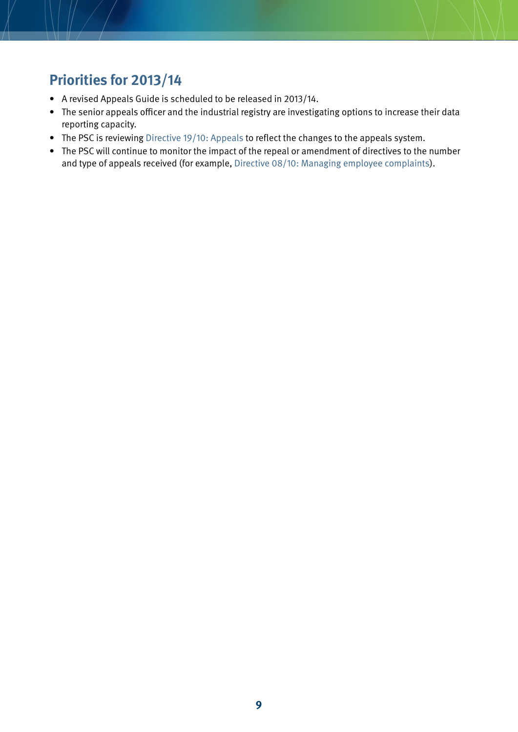## Priorities for 2013/14

- A revised Appeals Guide is scheduled to be released in 2013/14.
- The senior appeals officer and the industrial registry are investigating options to increase their data reporting capacity.
- The PSC is reviewing Directive 19/10: Appeals to reflect the changes to the appeals system.
- The PSC will continue to monitor the impact of the repeal or amendment of directives to the number and type of appeals received (for example, Directive 08/10: Managing employee complaints).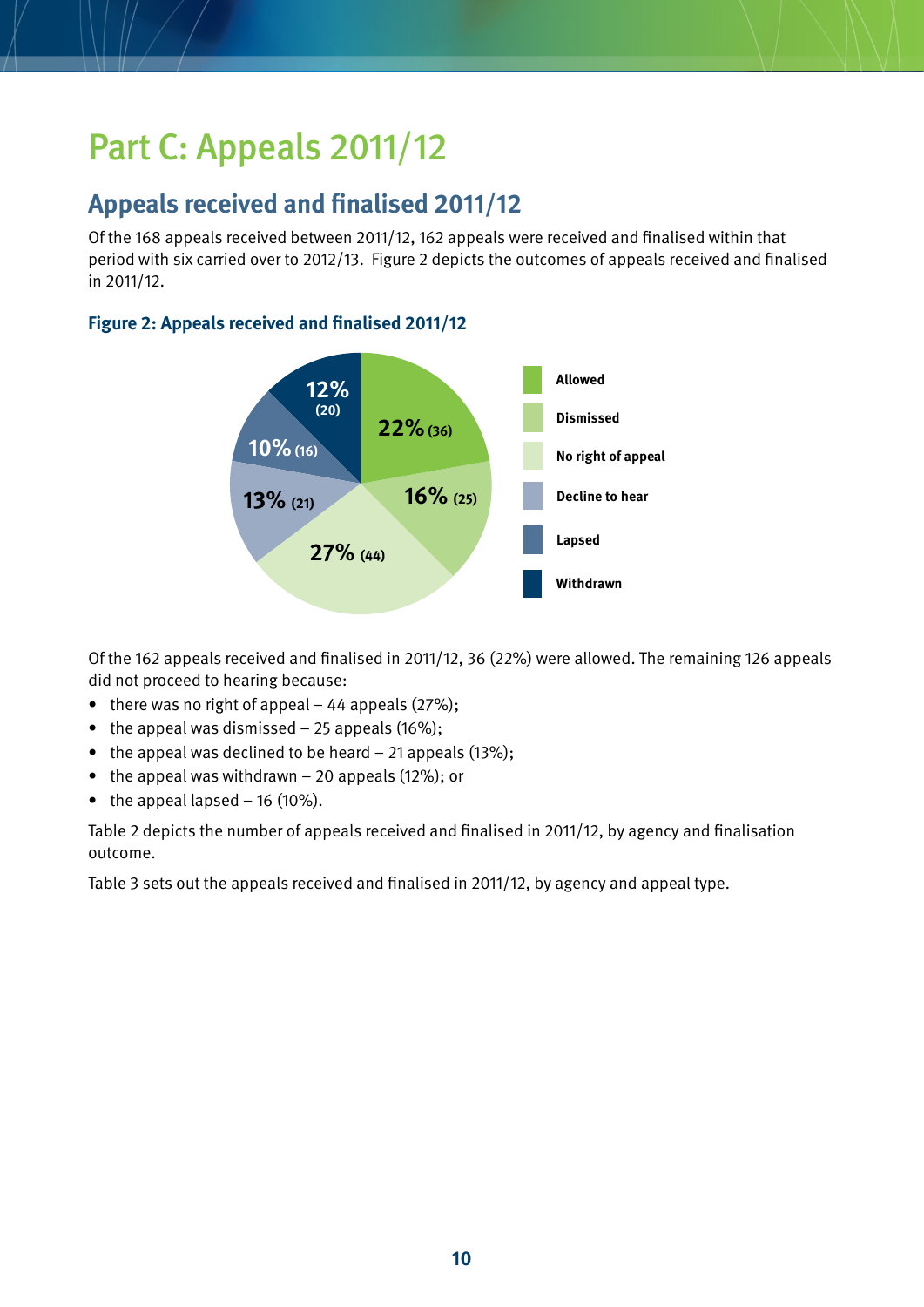# Part C: Appeals 2011/12

## Appeals received and finalised 2011/12

Of the 168 appeals received between 2011/12, 162 appeals were received and finalised within that period with six carried over to 2012/13. Figure 2 depicts the outcomes of appeals received and finalised in 2011/12.

### Figure 2: Appeals received and finalised 2011/12

| Outcome | Percentage | Number |
|---|---|---|
| Allowed | 22% | 36 |
| Dismissed | 16% | 25 |
| No right of appeal | 27% | 44 |
| Decline to hear | 13% | 21 |
| Lapsed | 10% | 16 |
| Withdrawn | 12% | 20 |

Of the 162 appeals received and finalised in 2011/12, 36 (22%) were allowed. The remaining 126 appeals did not proceed to hearing because:

- there was no right of appeal – 44 appeals (27%);
- the appeal was dismissed – 25 appeals (16%);
- the appeal was declined to be heard – 21 appeals (13%);
- the appeal was withdrawn – 20 appeals (12%); or
- the appeal lapsed – 16 (10%).

Table 2 depicts the number of appeals received and finalised in 2011/12, by agency and finalisation outcome.

Table 3 sets out the appeals received and finalised in 2011/12, by agency and appeal type.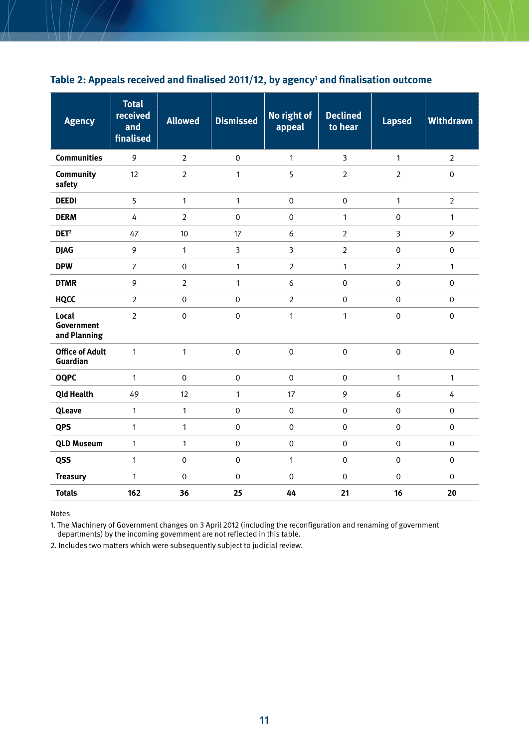### Table 2: Appeals received and finalised 2011/12, by agency[1] and finalisation outcome

| Agency | Total received and finalised | Allowed | Dismissed | No right of appeal | Declined to hear | Lapsed | Withdrawn |
|---|---|---|---|---|---|---|---|
| **Communities** | 9 | 2 | 0 | 1 | 3 | 1 | 2 |
| **Community safety** | 12 | 2 | 1 | 5 | 2 | 2 | 0 |
| **DEEDI** | 5 | 1 | 1 | 0 | 0 | 1 | 2 |
| **DERM** | 4 | 2 | 0 | 0 | 1 | 0 | 1 |
| **DET**[2] | 47 | 10 | 17 | 6 | 2 | 3 | 9 |
| **DJAG** | 9 | 1 | 3 | 3 | 2 | 0 | 0 |
| **DPW** | 7 | 0 | 1 | 2 | 1 | 2 | 1 |
| **DTMR** | 9 | 2 | 1 | 6 | 0 | 0 | 0 |
| **HQCC** | 2 | 0 | 0 | 2 | 0 | 0 | 0 |
| **Local Government and Planning** | 2 | 0 | 0 | 1 | 1 | 0 | 0 |
| **Office of Adult Guardian** | 1 | 1 | 0 | 0 | 0 | 0 | 0 |
| **OQPC** | 1 | 0 | 0 | 0 | 0 | 1 | 1 |
| **Qld Health** | 49 | 12 | 1 | 17 | 9 | 6 | 4 |
| **QLeave** | 1 | 1 | 0 | 0 | 0 | 0 | 0 |
| **QPS** | 1 | 1 | 0 | 0 | 0 | 0 | 0 |
| **QLD Museum** | 1 | 1 | 0 | 0 | 0 | 0 | 0 |
| **QSS** | 1 | 0 | 0 | 1 | 0 | 0 | 0 |
| **Treasury** | 1 | 0 | 0 | 0 | 0 | 0 | 0 |
| **Totals** | **162** | **36** | **25** | **44** | **21** | **16** | **20** |

Notes

1. The Machinery of Government changes on 3 April 2012 (including the reconfiguration and renaming of government departments) by the incoming government are not reflected in this table.
2. Includes two matters which were subsequently subject to judicial review.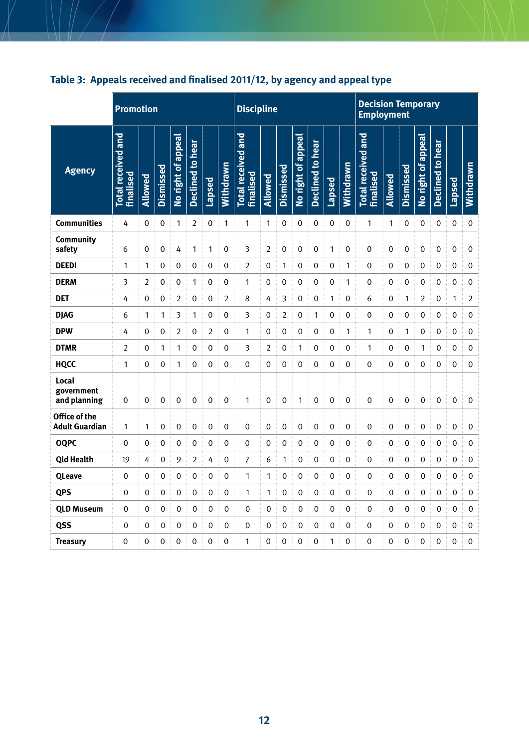### Table 3: Appeals received and finalised 2011/12, by agency and appeal type

| Agency | Promotion | | | | | | | Discipline | | | | | | | Decision Temporary Employment | | | | | | |
|---|---|---|---|---|---|---|---|---|---|---|---|---|---|---|---|---|---|---|---|---|---|
| | Total received and finalised | Allowed | Dismissed | No right of appeal | Declined to hear | Lapsed | Withdrawn | Total received and finalised | Allowed | Dismissed | No right of appeal | Declined to hear | Lapsed | Withdrawn | Total received and finalised | Allowed | Dismissed | No right of appeal | Declined to hear | Lapsed | Withdrawn |
| **Communities** | 4 | 0 | 0 | 1 | 2 | 0 | 1 | 1 | 1 | 0 | 0 | 0 | 0 | 0 | 1 | 1 | 0 | 0 | 0 | 0 | 0 |
| **Community safety** | 6 | 0 | 0 | 4 | 1 | 1 | 0 | 3 | 2 | 0 | 0 | 0 | 1 | 0 | 0 | 0 | 0 | 0 | 0 | 0 | 0 |
| **DEEDI** | 1 | 1 | 0 | 0 | 0 | 0 | 0 | 2 | 0 | 1 | 0 | 0 | 0 | 1 | 0 | 0 | 0 | 0 | 0 | 0 | 0 |
| **DERM** | 3 | 2 | 0 | 0 | 1 | 0 | 0 | 1 | 0 | 0 | 0 | 0 | 0 | 1 | 0 | 0 | 0 | 0 | 0 | 0 | 0 |
| **DET** | 4 | 0 | 0 | 2 | 0 | 0 | 2 | 8 | 4 | 3 | 0 | 0 | 1 | 0 | 6 | 0 | 1 | 2 | 0 | 1 | 2 |
| **DJAG** | 6 | 1 | 1 | 3 | 1 | 0 | 0 | 3 | 0 | 2 | 0 | 1 | 0 | 0 | 0 | 0 | 0 | 0 | 0 | 0 | 0 |
| **DPW** | 4 | 0 | 0 | 2 | 0 | 2 | 0 | 1 | 0 | 0 | 0 | 0 | 0 | 1 | 1 | 0 | 1 | 0 | 0 | 0 | 0 |
| **DTMR** | 2 | 0 | 1 | 1 | 0 | 0 | 0 | 3 | 2 | 0 | 1 | 0 | 0 | 0 | 1 | 0 | 0 | 1 | 0 | 0 | 0 |
| **HQCC** | 1 | 0 | 0 | 1 | 0 | 0 | 0 | 0 | 0 | 0 | 0 | 0 | 0 | 0 | 0 | 0 | 0 | 0 | 0 | 0 | 0 |
| **Local government and planning** | 0 | 0 | 0 | 0 | 0 | 0 | 0 | 1 | 0 | 0 | 1 | 0 | 0 | 0 | 0 | 0 | 0 | 0 | 0 | 0 | 0 |
| **Office of the Adult Guardian** | 1 | 1 | 0 | 0 | 0 | 0 | 0 | 0 | 0 | 0 | 0 | 0 | 0 | 0 | 0 | 0 | 0 | 0 | 0 | 0 | 0 |
| **OQPC** | 0 | 0 | 0 | 0 | 0 | 0 | 0 | 0 | 0 | 0 | 0 | 0 | 0 | 0 | 0 | 0 | 0 | 0 | 0 | 0 | 0 |
| **Qld Health** | 19 | 4 | 0 | 9 | 2 | 4 | 0 | 7 | 6 | 1 | 0 | 0 | 0 | 0 | 0 | 0 | 0 | 0 | 0 | 0 | 0 |
| **QLeave** | 0 | 0 | 0 | 0 | 0 | 0 | 0 | 1 | 1 | 0 | 0 | 0 | 0 | 0 | 0 | 0 | 0 | 0 | 0 | 0 | 0 |
| **QPS** | 0 | 0 | 0 | 0 | 0 | 0 | 0 | 1 | 1 | 0 | 0 | 0 | 0 | 0 | 0 | 0 | 0 | 0 | 0 | 0 | 0 |
| **QLD Museum** | 0 | 0 | 0 | 0 | 0 | 0 | 0 | 0 | 0 | 0 | 0 | 0 | 0 | 0 | 0 | 0 | 0 | 0 | 0 | 0 | 0 |
| **QSS** | 0 | 0 | 0 | 0 | 0 | 0 | 0 | 0 | 0 | 0 | 0 | 0 | 0 | 0 | 0 | 0 | 0 | 0 | 0 | 0 | 0 |
| **Treasury** | 0 | 0 | 0 | 0 | 0 | 0 | 0 | 1 | 0 | 0 | 0 | 0 | 1 | 0 | 0 | 0 | 0 | 0 | 0 | 0 | 0 |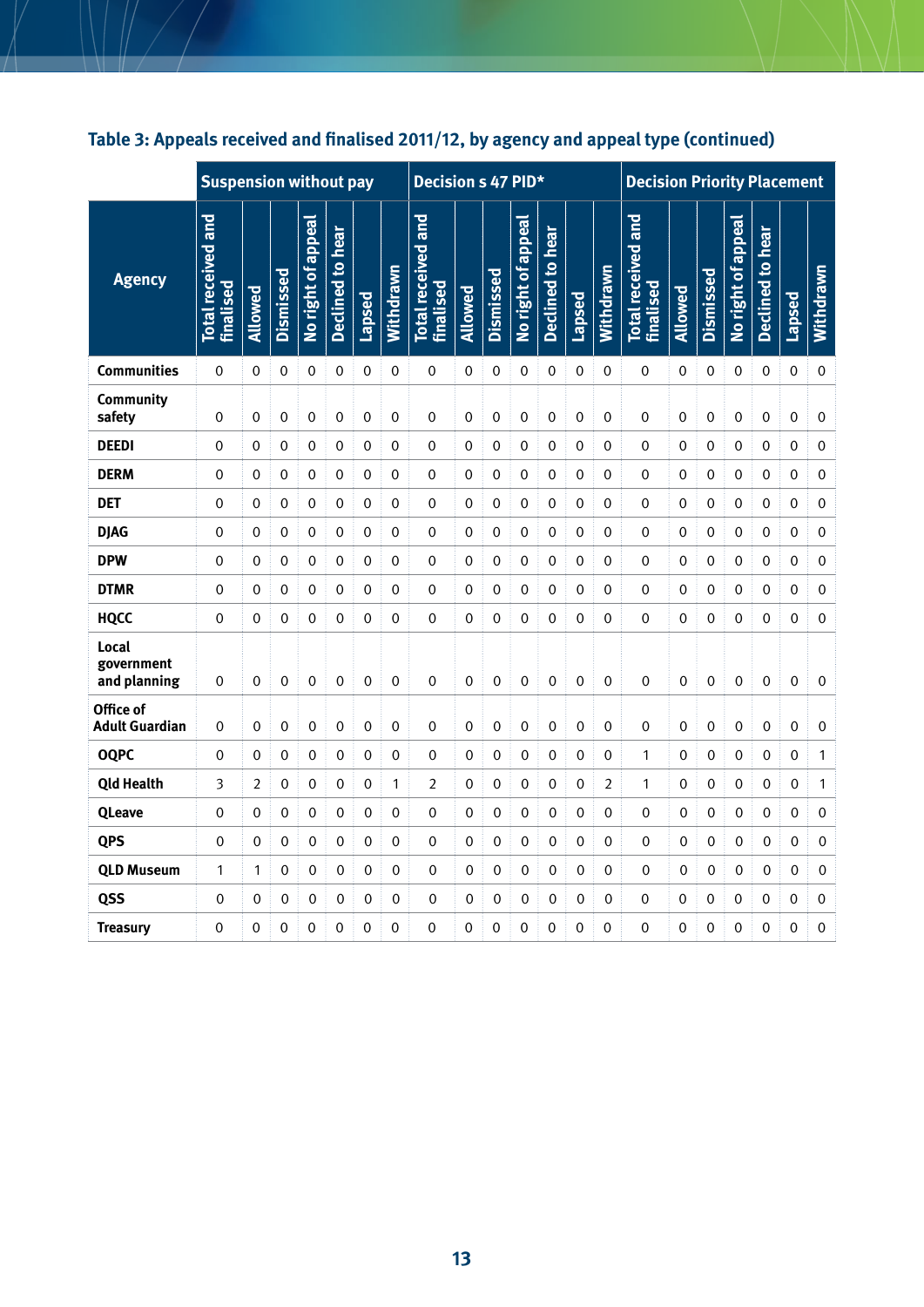## Table 3: Appeals received and finalised 2011/12, by agency and appeal type (continued)

| Agency | Suspension without pay | | | | | | | Decision s 47 PID* | | | | | | | Decision Priority Placement | | | | | | |
|---|---|---|---|---|---|---|---|---|---|---|---|---|---|---|---|---|---|---|---|---|---|
| | Total received and finalised | Allowed | Dismissed | No right of appeal | Declined to hear | Lapsed | Withdrawn | Total received and finalised | Allowed | Dismissed | No right of appeal | Declined to hear | Lapsed | Withdrawn | Total received and finalised | Allowed | Dismissed | No right of appeal | Declined to hear | Lapsed | Withdrawn |
| **Communities** | 0 | 0 | 0 | 0 | 0 | 0 | 0 | 0 | 0 | 0 | 0 | 0 | 0 | 0 | 0 | 0 | 0 | 0 | 0 | 0 | 0 |
| **Community safety** | 0 | 0 | 0 | 0 | 0 | 0 | 0 | 0 | 0 | 0 | 0 | 0 | 0 | 0 | 0 | 0 | 0 | 0 | 0 | 0 | 0 |
| **DEEDI** | 0 | 0 | 0 | 0 | 0 | 0 | 0 | 0 | 0 | 0 | 0 | 0 | 0 | 0 | 0 | 0 | 0 | 0 | 0 | 0 | 0 |
| **DERM** | 0 | 0 | 0 | 0 | 0 | 0 | 0 | 0 | 0 | 0 | 0 | 0 | 0 | 0 | 0 | 0 | 0 | 0 | 0 | 0 | 0 |
| **DET** | 0 | 0 | 0 | 0 | 0 | 0 | 0 | 0 | 0 | 0 | 0 | 0 | 0 | 0 | 0 | 0 | 0 | 0 | 0 | 0 | 0 |
| **DJAG** | 0 | 0 | 0 | 0 | 0 | 0 | 0 | 0 | 0 | 0 | 0 | 0 | 0 | 0 | 0 | 0 | 0 | 0 | 0 | 0 | 0 |
| **DPW** | 0 | 0 | 0 | 0 | 0 | 0 | 0 | 0 | 0 | 0 | 0 | 0 | 0 | 0 | 0 | 0 | 0 | 0 | 0 | 0 | 0 |
| **DTMR** | 0 | 0 | 0 | 0 | 0 | 0 | 0 | 0 | 0 | 0 | 0 | 0 | 0 | 0 | 0 | 0 | 0 | 0 | 0 | 0 | 0 |
| **HQCC** | 0 | 0 | 0 | 0 | 0 | 0 | 0 | 0 | 0 | 0 | 0 | 0 | 0 | 0 | 0 | 0 | 0 | 0 | 0 | 0 | 0 |
| **Local government and planning** | 0 | 0 | 0 | 0 | 0 | 0 | 0 | 0 | 0 | 0 | 0 | 0 | 0 | 0 | 0 | 0 | 0 | 0 | 0 | 0 | 0 |
| **Office of Adult Guardian** | 0 | 0 | 0 | 0 | 0 | 0 | 0 | 0 | 0 | 0 | 0 | 0 | 0 | 0 | 0 | 0 | 0 | 0 | 0 | 0 | 0 |
| **OQPC** | 0 | 0 | 0 | 0 | 0 | 0 | 0 | 0 | 0 | 0 | 0 | 0 | 0 | 0 | 1 | 0 | 0 | 0 | 0 | 0 | 1 |
| **Qld Health** | 3 | 2 | 0 | 0 | 0 | 0 | 1 | 2 | 0 | 0 | 0 | 0 | 0 | 2 | 1 | 0 | 0 | 0 | 0 | 0 | 1 |
| **QLeave** | 0 | 0 | 0 | 0 | 0 | 0 | 0 | 0 | 0 | 0 | 0 | 0 | 0 | 0 | 0 | 0 | 0 | 0 | 0 | 0 | 0 |
| **QPS** | 0 | 0 | 0 | 0 | 0 | 0 | 0 | 0 | 0 | 0 | 0 | 0 | 0 | 0 | 0 | 0 | 0 | 0 | 0 | 0 | 0 |
| **QLD Museum** | 1 | 1 | 0 | 0 | 0 | 0 | 0 | 0 | 0 | 0 | 0 | 0 | 0 | 0 | 0 | 0 | 0 | 0 | 0 | 0 | 0 |
| **QSS** | 0 | 0 | 0 | 0 | 0 | 0 | 0 | 0 | 0 | 0 | 0 | 0 | 0 | 0 | 0 | 0 | 0 | 0 | 0 | 0 | 0 |
| **Treasury** | 0 | 0 | 0 | 0 | 0 | 0 | 0 | 0 | 0 | 0 | 0 | 0 | 0 | 0 | 0 | 0 | 0 | 0 | 0 | 0 | 0 |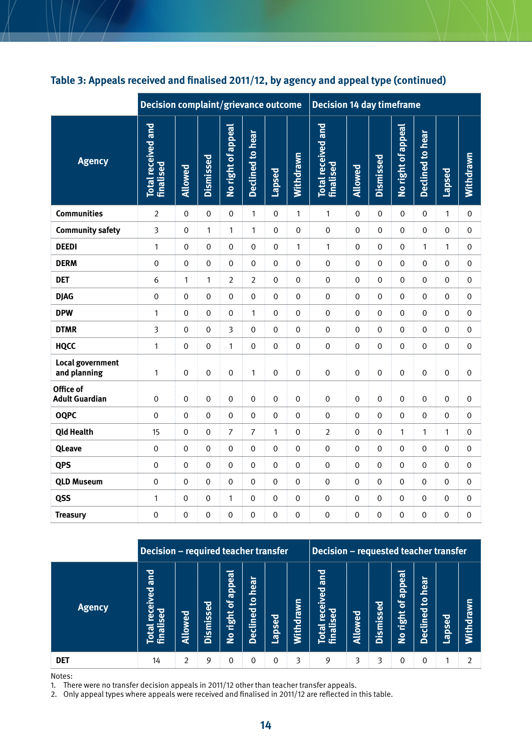## Table 3: Appeals received and finalised 2011/12, by agency and appeal type (continued)

| Agency | Decision complaint/grievance outcome | | | | | | | Decision 14 day timeframe | | | | | | |
|---|---|---|---|---|---|---|---|---|---|---|---|---|---|---|
| | Total received and finalised | Allowed | Dismissed | No right of appeal | Declined to hear | Lapsed | Withdrawn | Total received and finalised | Allowed | Dismissed | No right of appeal | Declined to hear | Lapsed | Withdrawn |
| Communities | 2 | 0 | 0 | 0 | 1 | 0 | 1 | 1 | 0 | 0 | 0 | 0 | 1 | 0 |
| Community safety | 3 | 0 | 1 | 1 | 1 | 0 | 0 | 0 | 0 | 0 | 0 | 0 | 0 | 0 |
| DEEDI | 1 | 0 | 0 | 0 | 0 | 0 | 1 | 1 | 0 | 0 | 0 | 1 | 1 | 0 |
| DERM | 0 | 0 | 0 | 0 | 0 | 0 | 0 | 0 | 0 | 0 | 0 | 0 | 0 | 0 |
| DET | 6 | 1 | 1 | 2 | 2 | 0 | 0 | 0 | 0 | 0 | 0 | 0 | 0 | 0 |
| DJAG | 0 | 0 | 0 | 0 | 0 | 0 | 0 | 0 | 0 | 0 | 0 | 0 | 0 | 0 |
| DPW | 1 | 0 | 0 | 0 | 1 | 0 | 0 | 0 | 0 | 0 | 0 | 0 | 0 | 0 |
| DTMR | 3 | 0 | 0 | 3 | 0 | 0 | 0 | 0 | 0 | 0 | 0 | 0 | 0 | 0 |
| HQCC | 1 | 0 | 0 | 1 | 0 | 0 | 0 | 0 | 0 | 0 | 0 | 0 | 0 | 0 |
| Local government and planning | 1 | 0 | 0 | 0 | 1 | 0 | 0 | 0 | 0 | 0 | 0 | 0 | 0 | 0 |
| Office of Adult Guardian | 0 | 0 | 0 | 0 | 0 | 0 | 0 | 0 | 0 | 0 | 0 | 0 | 0 | 0 |
| OQPC | 0 | 0 | 0 | 0 | 0 | 0 | 0 | 0 | 0 | 0 | 0 | 0 | 0 | 0 |
| Qld Health | 15 | 0 | 0 | 7 | 7 | 1 | 0 | 2 | 0 | 0 | 1 | 1 | 1 | 0 |
| QLeave | 0 | 0 | 0 | 0 | 0 | 0 | 0 | 0 | 0 | 0 | 0 | 0 | 0 | 0 |
| QPS | 0 | 0 | 0 | 0 | 0 | 0 | 0 | 0 | 0 | 0 | 0 | 0 | 0 | 0 |
| QLD Museum | 0 | 0 | 0 | 0 | 0 | 0 | 0 | 0 | 0 | 0 | 0 | 0 | 0 | 0 |
| QSS | 1 | 0 | 0 | 1 | 0 | 0 | 0 | 0 | 0 | 0 | 0 | 0 | 0 | 0 |
| Treasury | 0 | 0 | 0 | 0 | 0 | 0 | 0 | 0 | 0 | 0 | 0 | 0 | 0 | 0 |

| Agency | Decision – required teacher transfer | | | | | | | Decision – requested teacher transfer | | | | | | |
|---|---|---|---|---|---|---|---|---|---|---|---|---|---|---|
| | Total received and finalised | Allowed | Dismissed | No right of appeal | Declined to hear | Lapsed | Withdrawn | Total received and finalised | Allowed | Dismissed | No right of appeal | Declined to hear | Lapsed | Withdrawn |
| DET | 14 | 2 | 9 | 0 | 0 | 0 | 3 | 9 | 3 | 3 | 0 | 0 | 1 | 2 |

Notes:

1. There were no transfer decision appeals in 2011/12 other than teacher transfer appeals.
2. Only appeal types where appeals were received and finalised in 2011/12 are reflected in this table.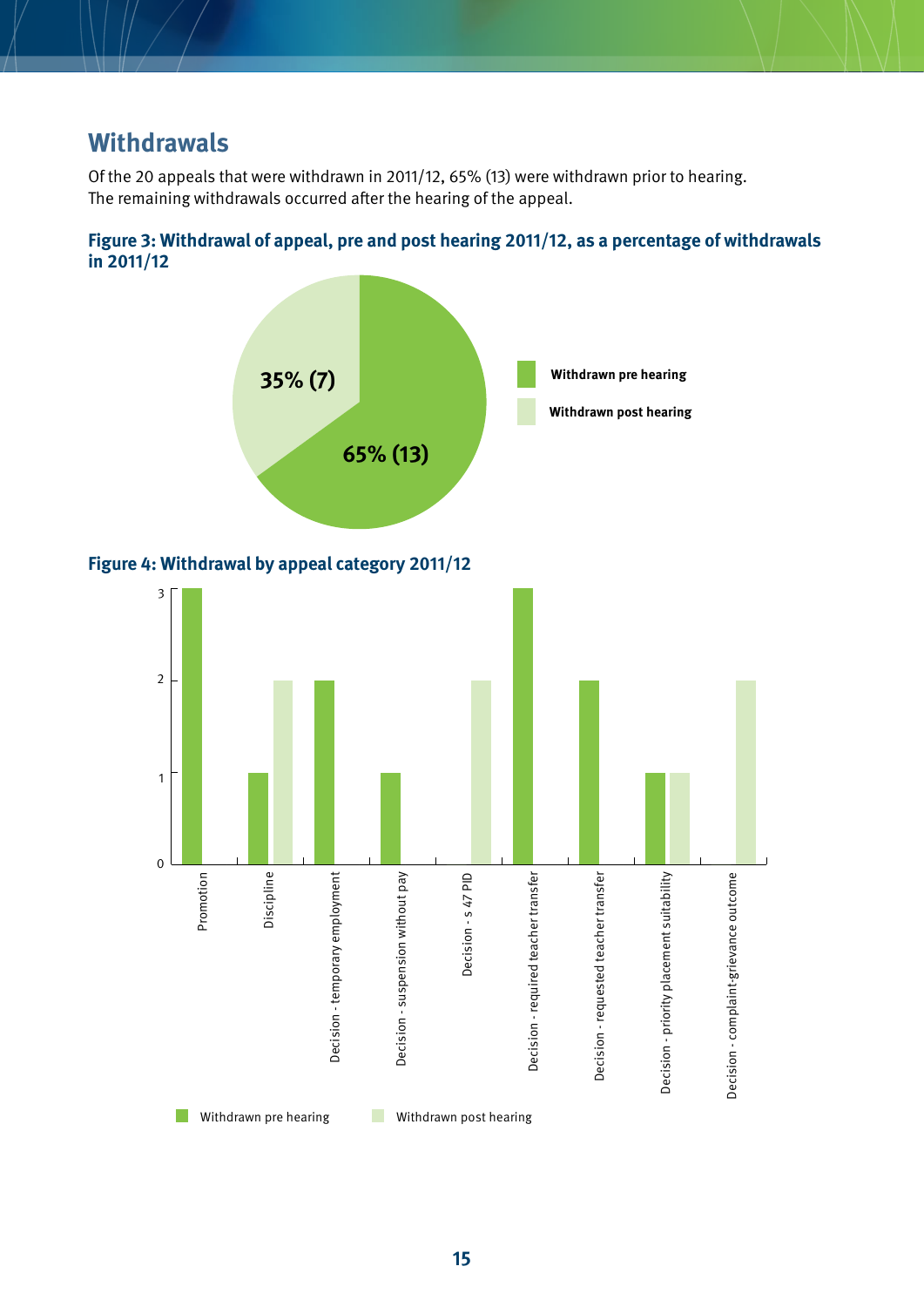## Withdrawals

Of the 20 appeals that were withdrawn in 2011/12, 65% (13) were withdrawn prior to hearing. The remaining withdrawals occurred after the hearing of the appeal.

**Figure 3: Withdrawal of appeal, pre and post hearing 2011/12, as a percentage of withdrawals in 2011/12**

| | Percentage (number) |
|---|---|
| Withdrawn pre hearing | 65% (13) |
| Withdrawn post hearing | 35% (7) |

**Figure 4: Withdrawal by appeal category 2011/12**

| Appeal category | Withdrawn pre hearing | Withdrawn post hearing |
|---|---|---|
| Promotion | 3 | 0 |
| Discipline | 1 | 2 |
| Decision - temporary employment | 2 | 0 |
| Decision - suspension without pay | 1 | 0 |
| Decision - s 47 PID | 0 | 2 |
| Decision - required teacher transfer | 3 | 0 |
| Decision - requested teacher transfer | 2 | 0 |
| Decision - priority placement suitability | 1 | 1 |
| Decision - complaint-grievance outcome | 0 | 2 |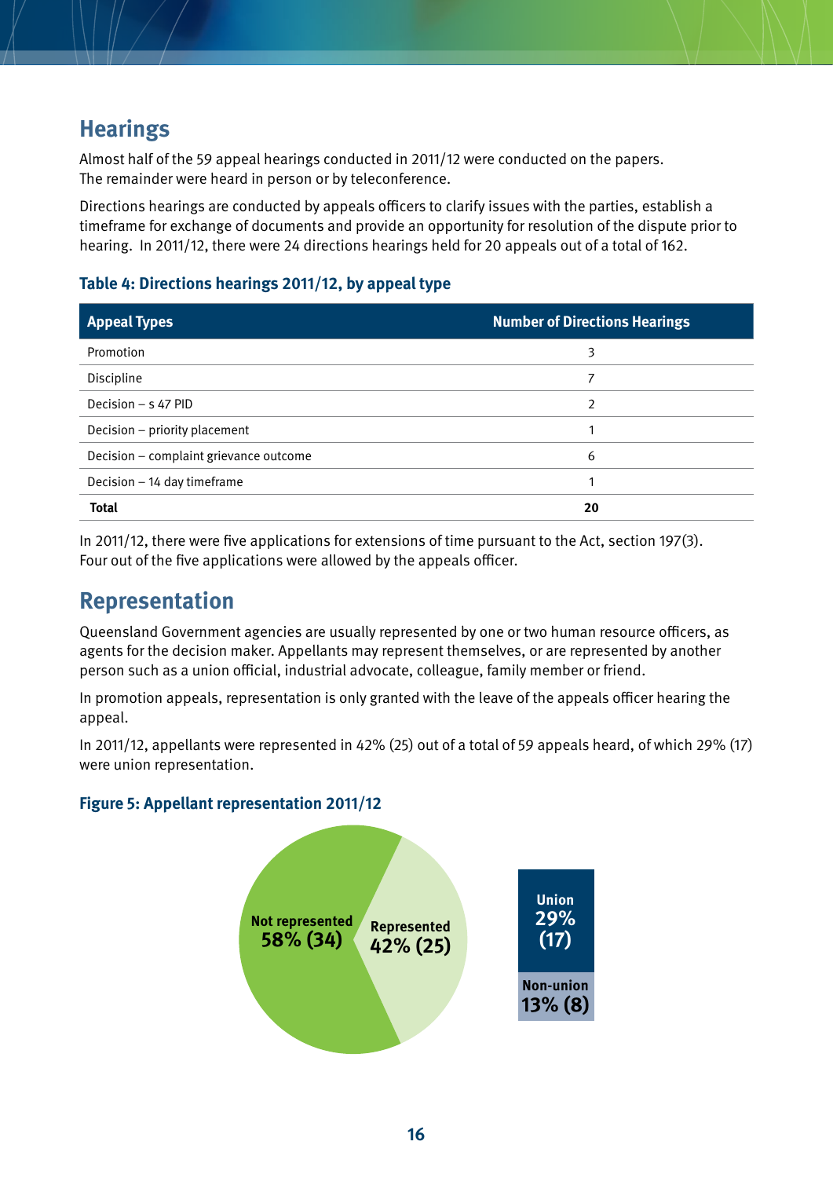## Hearings

Almost half of the 59 appeal hearings conducted in 2011/12 were conducted on the papers. The remainder were heard in person or by teleconference.

Directions hearings are conducted by appeals officers to clarify issues with the parties, establish a timeframe for exchange of documents and provide an opportunity for resolution of the dispute prior to hearing. In 2011/12, there were 24 directions hearings held for 20 appeals out of a total of 162.

### Table 4: Directions hearings 2011/12, by appeal type

| Appeal Types | Number of Directions Hearings |
|---|---|
| Promotion | 3 |
| Discipline | 7 |
| Decision – s 47 PID | 2 |
| Decision – priority placement | 1 |
| Decision – complaint grievance outcome | 6 |
| Decision – 14 day timeframe | 1 |
| **Total** | **20** |

In 2011/12, there were five applications for extensions of time pursuant to the Act, section 197(3). Four out of the five applications were allowed by the appeals officer.

## Representation

Queensland Government agencies are usually represented by one or two human resource officers, as agents for the decision maker. Appellants may represent themselves, or are represented by another person such as a union official, industrial advocate, colleague, family member or friend.

In promotion appeals, representation is only granted with the leave of the appeals officer hearing the appeal.

In 2011/12, appellants were represented in 42% (25) out of a total of 59 appeals heard, of which 29% (17) were union representation.

### Figure 5: Appellant representation 2011/12

Not represented 58% (34)

Represented 42% (25)

Union 29% (17)

Non-union 13% (8)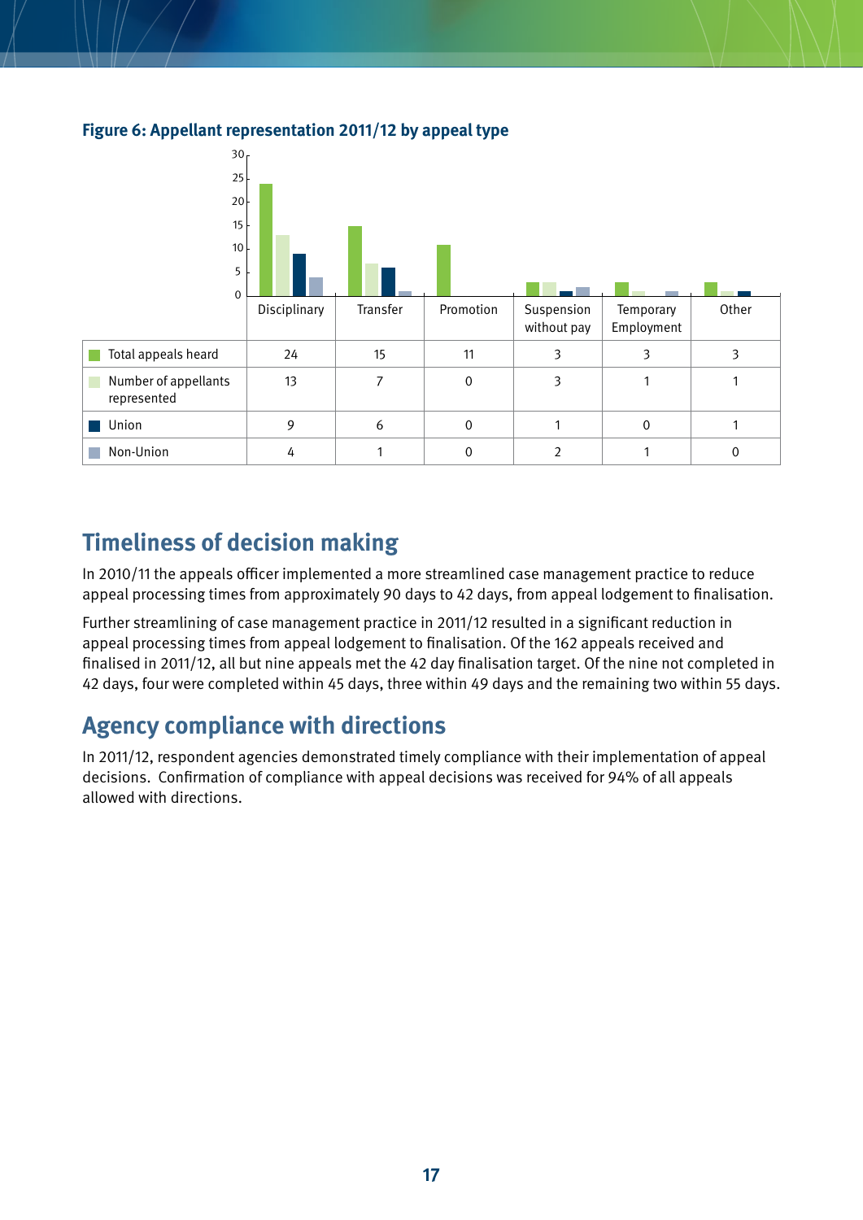**Figure 6: Appellant representation 2011/12 by appeal type**

| | Disciplinary | Transfer | Promotion | Suspension without pay | Temporary Employment | Other |
|---|---|---|---|---|---|---|
| Total appeals heard | 24 | 15 | 11 | 3 | 3 | 3 |
| Number of appellants represented | 13 | 7 | 0 | 3 | 1 | 1 |
| Union | 9 | 6 | 0 | 1 | 0 | 1 |
| Non-Union | 4 | 1 | 0 | 2 | 1 | 0 |

## Timeliness of decision making

In 2010/11 the appeals officer implemented a more streamlined case management practice to reduce appeal processing times from approximately 90 days to 42 days, from appeal lodgement to finalisation.

Further streamlining of case management practice in 2011/12 resulted in a significant reduction in appeal processing times from appeal lodgement to finalisation. Of the 162 appeals received and finalised in 2011/12, all but nine appeals met the 42 day finalisation target. Of the nine not completed in 42 days, four were completed within 45 days, three within 49 days and the remaining two within 55 days.

## Agency compliance with directions

In 2011/12, respondent agencies demonstrated timely compliance with their implementation of appeal decisions. Confirmation of compliance with appeal decisions was received for 94% of all appeals allowed with directions.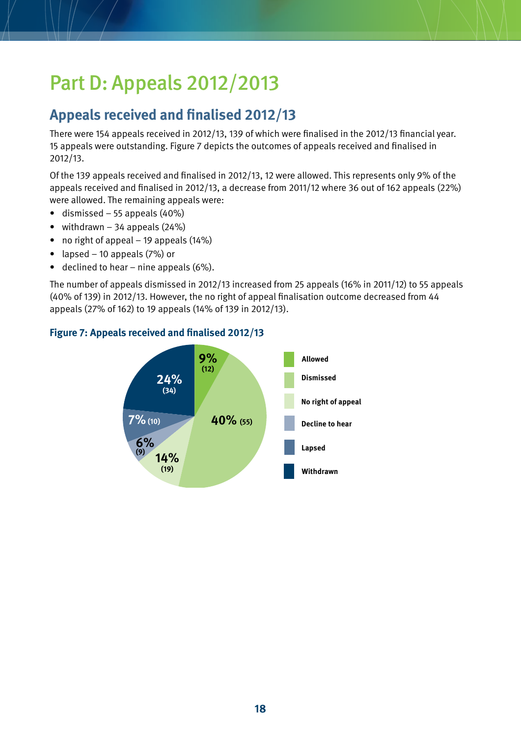# Part D: Appeals 2012/2013

## Appeals received and finalised 2012/13

There were 154 appeals received in 2012/13, 139 of which were finalised in the 2012/13 financial year. 15 appeals were outstanding. Figure 7 depicts the outcomes of appeals received and finalised in 2012/13.

Of the 139 appeals received and finalised in 2012/13, 12 were allowed. This represents only 9% of the appeals received and finalised in 2012/13, a decrease from 2011/12 where 36 out of 162 appeals (22%) were allowed. The remaining appeals were:

- dismissed – 55 appeals (40%)
- withdrawn – 34 appeals (24%)
- no right of appeal – 19 appeals (14%)
- lapsed – 10 appeals (7%) or
- declined to hear – nine appeals (6%).

The number of appeals dismissed in 2012/13 increased from 25 appeals (16% in 2011/12) to 55 appeals (40% of 139) in 2012/13. However, the no right of appeal finalisation outcome decreased from 44 appeals (27% of 162) to 19 appeals (14% of 139 in 2012/13).

### Figure 7: Appeals received and finalised 2012/13

| Outcome | Percentage | Number |
|---|---|---|
| Allowed | 9% | 12 |
| Dismissed | 40% | 55 |
| No right of appeal | 14% | 19 |
| Decline to hear | 6% | 9 |
| Lapsed | 7% | 10 |
| Withdrawn | 24% | 34 |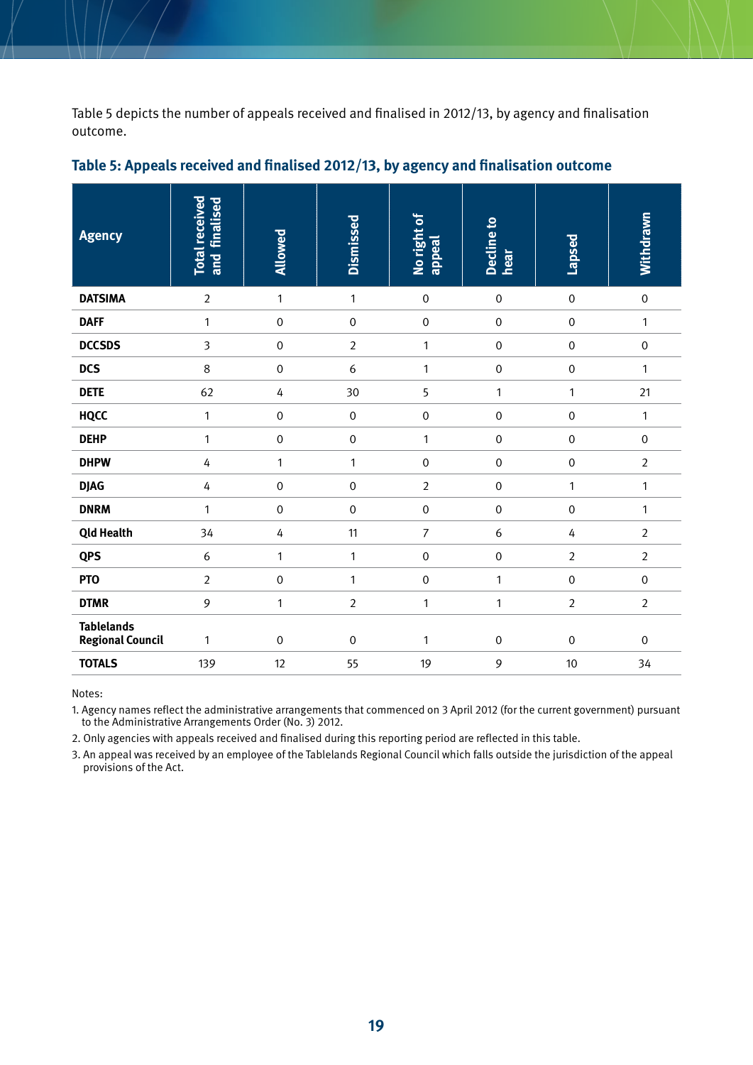Table 5 depicts the number of appeals received and finalised in 2012/13, by agency and finalisation outcome.

### Table 5: Appeals received and finalised 2012/13, by agency and finalisation outcome

| Agency | Total received and finalised | Allowed | Dismissed | No right of appeal | Decline to hear | Lapsed | Withdrawn |
|---|---|---|---|---|---|---|---|
| **DATSIMA** | 2 | 1 | 1 | 0 | 0 | 0 | 0 |
| **DAFF** | 1 | 0 | 0 | 0 | 0 | 0 | 1 |
| **DCCSDS** | 3 | 0 | 2 | 1 | 0 | 0 | 0 |
| **DCS** | 8 | 0 | 6 | 1 | 0 | 0 | 1 |
| **DETE** | 62 | 4 | 30 | 5 | 1 | 1 | 21 |
| **HQCC** | 1 | 0 | 0 | 0 | 0 | 0 | 1 |
| **DEHP** | 1 | 0 | 0 | 1 | 0 | 0 | 0 |
| **DHPW** | 4 | 1 | 1 | 0 | 0 | 0 | 2 |
| **DJAG** | 4 | 0 | 0 | 2 | 0 | 1 | 1 |
| **DNRM** | 1 | 0 | 0 | 0 | 0 | 0 | 1 |
| **Qld Health** | 34 | 4 | 11 | 7 | 6 | 4 | 2 |
| **QPS** | 6 | 1 | 1 | 0 | 0 | 2 | 2 |
| **PTO** | 2 | 0 | 1 | 0 | 1 | 0 | 0 |
| **DTMR** | 9 | 1 | 2 | 1 | 1 | 2 | 2 |
| **Tablelands Regional Council** | 1 | 0 | 0 | 1 | 0 | 0 | 0 |
| **TOTALS** | 139 | 12 | 55 | 19 | 9 | 10 | 34 |

Notes:

1. Agency names reflect the administrative arrangements that commenced on 3 April 2012 (for the current government) pursuant to the Administrative Arrangements Order (No. 3) 2012.
2. Only agencies with appeals received and finalised during this reporting period are reflected in this table.
3. An appeal was received by an employee of the Tablelands Regional Council which falls outside the jurisdiction of the appeal provisions of the Act.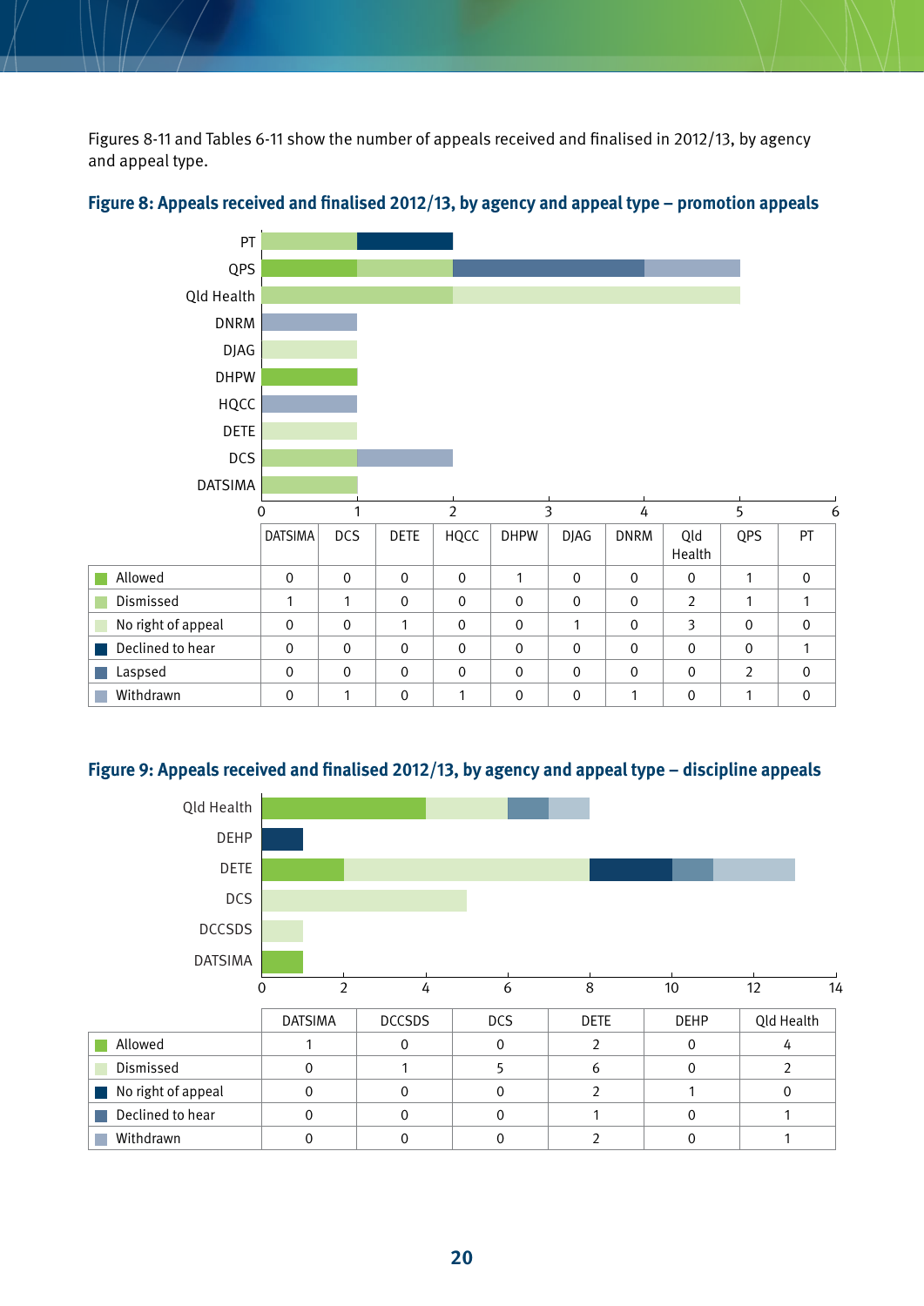Figures 8-11 and Tables 6-11 show the number of appeals received and finalised in 2012/13, by agency and appeal type.

## Figure 8: Appeals received and finalised 2012/13, by agency and appeal type – promotion appeals

| | DATSIMA | DCS | DETE | HQCC | DHPW | DJAG | DNRM | Qld Health | QPS | PT |
|---|---|---|---|---|---|---|---|---|---|---|
| Allowed | 0 | 0 | 0 | 0 | 1 | 0 | 0 | 0 | 1 | 0 |
| Dismissed | 1 | 1 | 0 | 0 | 0 | 0 | 0 | 2 | 1 | 1 |
| No right of appeal | 0 | 0 | 1 | 0 | 0 | 1 | 0 | 3 | 0 | 0 |
| Declined to hear | 0 | 0 | 0 | 0 | 0 | 0 | 0 | 0 | 0 | 1 |
| Laspsed | 0 | 0 | 0 | 0 | 0 | 0 | 0 | 0 | 2 | 0 |
| Withdrawn | 0 | 1 | 0 | 1 | 0 | 0 | 1 | 0 | 1 | 0 |

## Figure 9: Appeals received and finalised 2012/13, by agency and appeal type – discipline appeals

| | DATSIMA | DCCSDS | DCS | DETE | DEHP | Qld Health |
|---|---|---|---|---|---|---|
| Allowed | 1 | 0 | 0 | 2 | 0 | 4 |
| Dismissed | 0 | 1 | 5 | 6 | 0 | 2 |
| No right of appeal | 0 | 0 | 0 | 2 | 1 | 0 |
| Declined to hear | 0 | 0 | 0 | 1 | 0 | 1 |
| Withdrawn | 0 | 0 | 0 | 2 | 0 | 1 |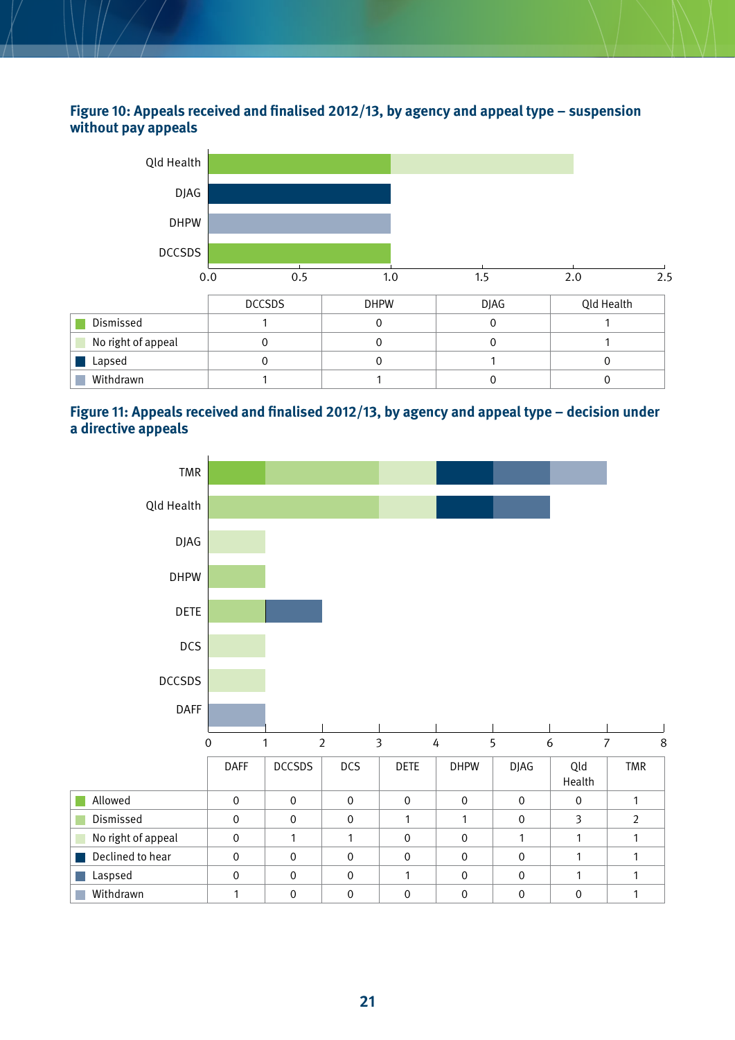### Figure 10: Appeals received and finalised 2012/13, by agency and appeal type – suspension without pay appeals

| | DCCSDS | DHPW | DJAG | Qld Health |
|---|---|---|---|---|
| Dismissed | 1 | 0 | 0 | 1 |
| No right of appeal | 0 | 0 | 0 | 1 |
| Lapsed | 0 | 0 | 1 | 0 |
| Withdrawn | 1 | 1 | 0 | 0 |

### Figure 11: Appeals received and finalised 2012/13, by agency and appeal type – decision under a directive appeals

| | DAFF | DCCSDS | DCS | DETE | DHPW | DJAG | Qld Health | TMR |
|---|---|---|---|---|---|---|---|---|
| Allowed | 0 | 0 | 0 | 0 | 0 | 0 | 0 | 1 |
| Dismissed | 0 | 0 | 0 | 1 | 1 | 0 | 3 | 2 |
| No right of appeal | 0 | 1 | 1 | 0 | 0 | 1 | 1 | 1 |
| Declined to hear | 0 | 0 | 0 | 0 | 0 | 0 | 1 | 1 |
| Laspsed | 0 | 0 | 0 | 1 | 0 | 0 | 1 | 1 |
| Withdrawn | 1 | 0 | 0 | 0 | 0 | 0 | 0 | 1 |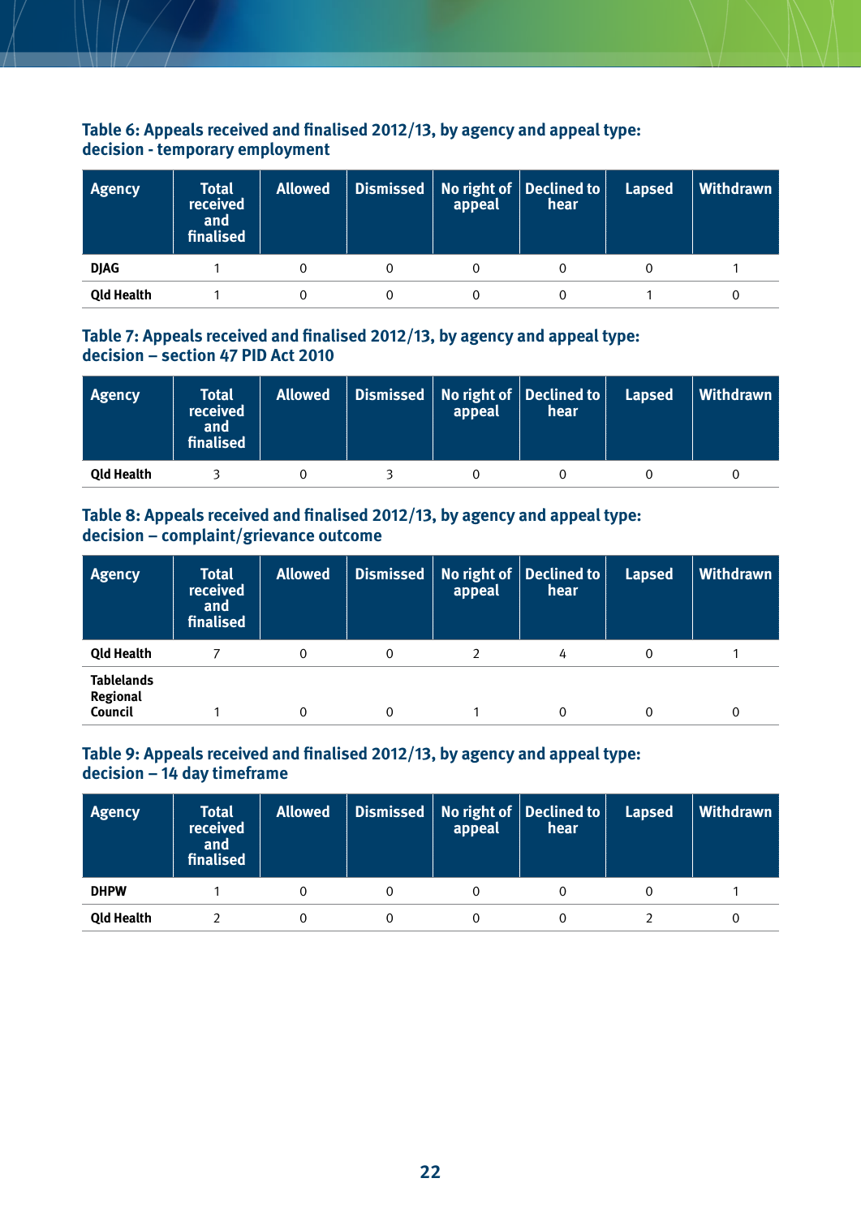### Table 6: Appeals received and finalised 2012/13, by agency and appeal type: decision - temporary employment

| Agency | Total received and finalised | Allowed | Dismissed | No right of appeal | Declined to hear | Lapsed | Withdrawn |
|---|---|---|---|---|---|---|---|
| DJAG | 1 | 0 | 0 | 0 | 0 | 0 | 1 |
| Qld Health | 1 | 0 | 0 | 0 | 0 | 1 | 0 |

### Table 7: Appeals received and finalised 2012/13, by agency and appeal type: decision – section 47 PID Act 2010

| Agency | Total received and finalised | Allowed | Dismissed | No right of appeal | Declined to hear | Lapsed | Withdrawn |
|---|---|---|---|---|---|---|---|
| Qld Health | 3 | 0 | 3 | 0 | 0 | 0 | 0 |

### Table 8: Appeals received and finalised 2012/13, by agency and appeal type: decision – complaint/grievance outcome

| Agency | Total received and finalised | Allowed | Dismissed | No right of appeal | Declined to hear | Lapsed | Withdrawn |
|---|---|---|---|---|---|---|---|
| Qld Health | 7 | 0 | 0 | 2 | 4 | 0 | 1 |
| Tablelands Regional Council | 1 | 0 | 0 | 1 | 0 | 0 | 0 |

### Table 9: Appeals received and finalised 2012/13, by agency and appeal type: decision – 14 day timeframe

| Agency | Total received and finalised | Allowed | Dismissed | No right of appeal | Declined to hear | Lapsed | Withdrawn |
|---|---|---|---|---|---|---|---|
| DHPW | 1 | 0 | 0 | 0 | 0 | 0 | 1 |
| Qld Health | 2 | 0 | 0 | 0 | 0 | 2 | 0 |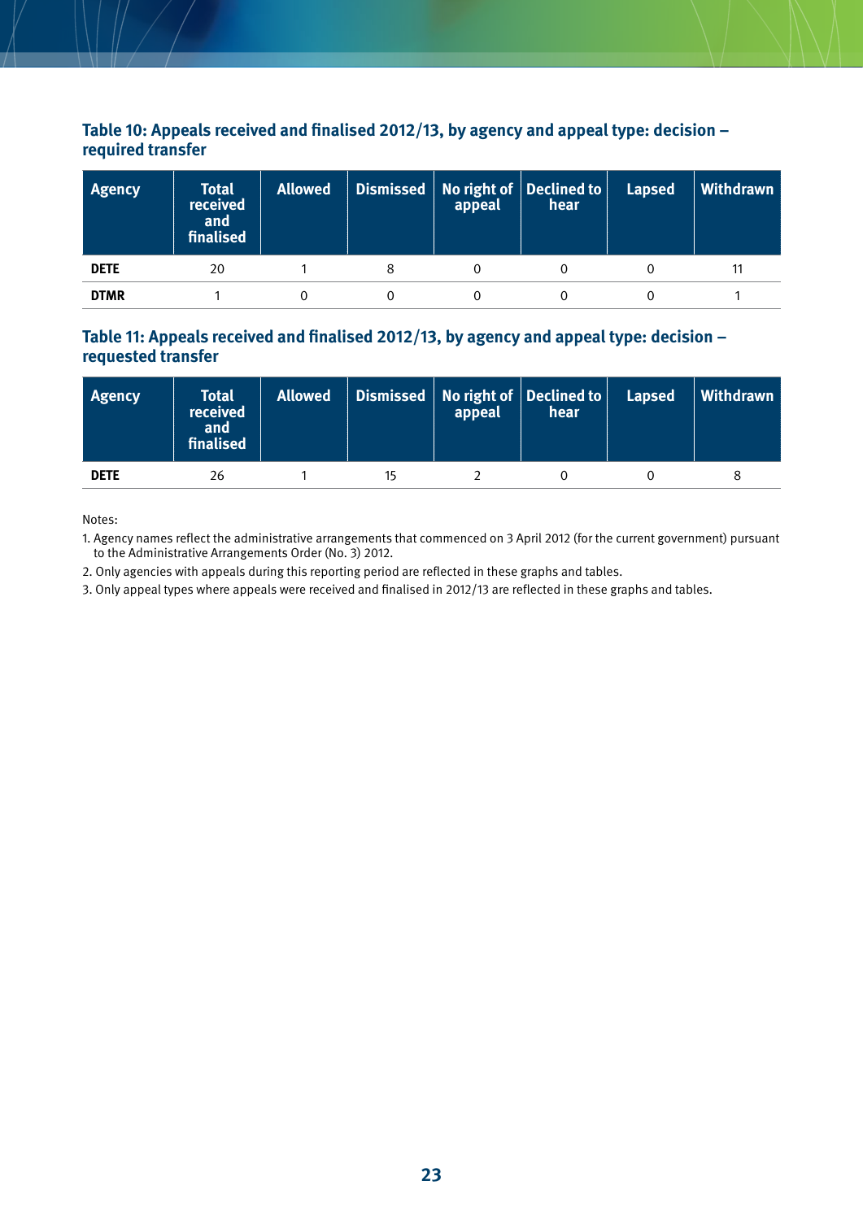### Table 10: Appeals received and finalised 2012/13, by agency and appeal type: decision – required transfer

| Agency | Total received and finalised | Allowed | Dismissed | No right of appeal | Declined to hear | Lapsed | Withdrawn |
|---|---|---|---|---|---|---|---|
| **DETE** | 20 | 1 | 8 | 0 | 0 | 0 | 11 |
| **DTMR** | 1 | 0 | 0 | 0 | 0 | 0 | 1 |

### Table 11: Appeals received and finalised 2012/13, by agency and appeal type: decision – requested transfer

| Agency | Total received and finalised | Allowed | Dismissed | No right of appeal | Declined to hear | Lapsed | Withdrawn |
|---|---|---|---|---|---|---|---|
| **DETE** | 26 | 1 | 15 | 2 | 0 | 0 | 8 |

Notes:

1. Agency names reflect the administrative arrangements that commenced on 3 April 2012 (for the current government) pursuant to the Administrative Arrangements Order (No. 3) 2012.
2. Only agencies with appeals during this reporting period are reflected in these graphs and tables.
3. Only appeal types where appeals were received and finalised in 2012/13 are reflected in these graphs and tables.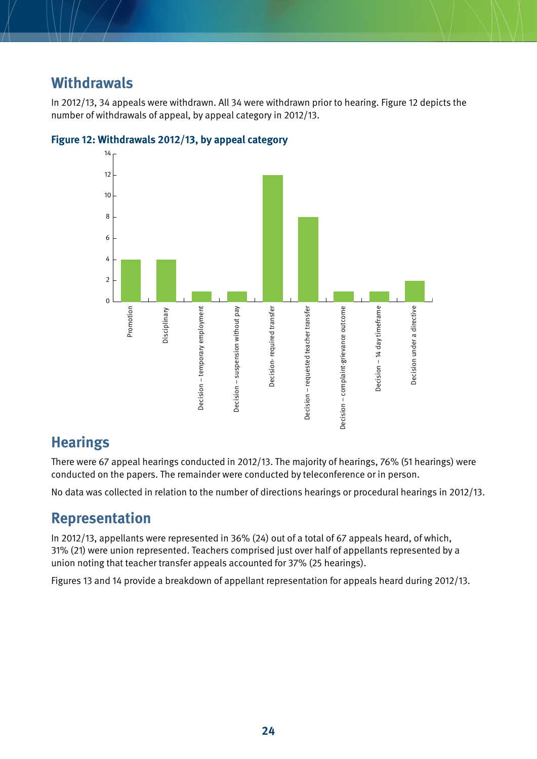## Withdrawals

In 2012/13, 34 appeals were withdrawn. All 34 were withdrawn prior to hearing. Figure 12 depicts the number of withdrawals of appeal, by appeal category in 2012/13.

**Figure 12: Withdrawals 2012/13, by appeal category**

| Appeal category | Withdrawals |
|---|---|
| Promotion | 4 |
| Disciplinary | 4 |
| Decision – temporary employment | 1 |
| Decision – suspension without pay | 1 |
| Decision- required transfer | 12 |
| Decision – requested teacher transfer | 8 |
| Decision – complaint-grievance outcome | 1 |
| Decision – 14 day timeframe | 1 |
| Decision under a directive | 2 |

## Hearings

There were 67 appeal hearings conducted in 2012/13. The majority of hearings, 76% (51 hearings) were conducted on the papers. The remainder were conducted by teleconference or in person.

No data was collected in relation to the number of directions hearings or procedural hearings in 2012/13.

## Representation

In 2012/13, appellants were represented in 36% (24) out of a total of 67 appeals heard, of which, 31% (21) were union represented. Teachers comprised just over half of appellants represented by a union noting that teacher transfer appeals accounted for 37% (25 hearings).

Figures 13 and 14 provide a breakdown of appellant representation for appeals heard during 2012/13.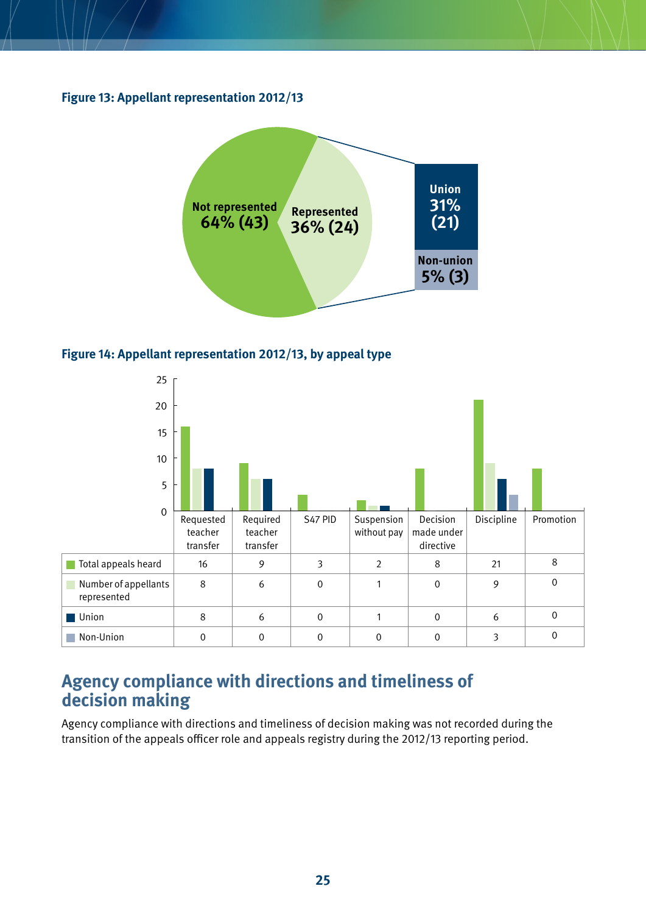**Figure 13: Appellant representation 2012/13**

| Category | Percentage | Number |
|---|---|---|
| Not represented | 64% | (43) |
| Represented | 36% | (24) |
| – Union | 31% | (21) |
| – Non-union | 5% | (3) |

**Figure 14: Appellant representation 2012/13, by appeal type**

| | Requested teacher transfer | Required teacher transfer | S47 PID | Suspension without pay | Decision made under directive | Discipline | Promotion |
|---|---|---|---|---|---|---|---|
| Total appeals heard | 16 | 9 | 3 | 2 | 8 | 21 | 8 |
| Number of appellants represented | 8 | 6 | 0 | 1 | 0 | 9 | 0 |
| Union | 8 | 6 | 0 | 1 | 0 | 6 | 0 |
| Non-Union | 0 | 0 | 0 | 0 | 0 | 3 | 0 |

## Agency compliance with directions and timeliness of decision making

Agency compliance with directions and timeliness of decision making was not recorded during the transition of the appeals officer role and appeals registry during the 2012/13 reporting period.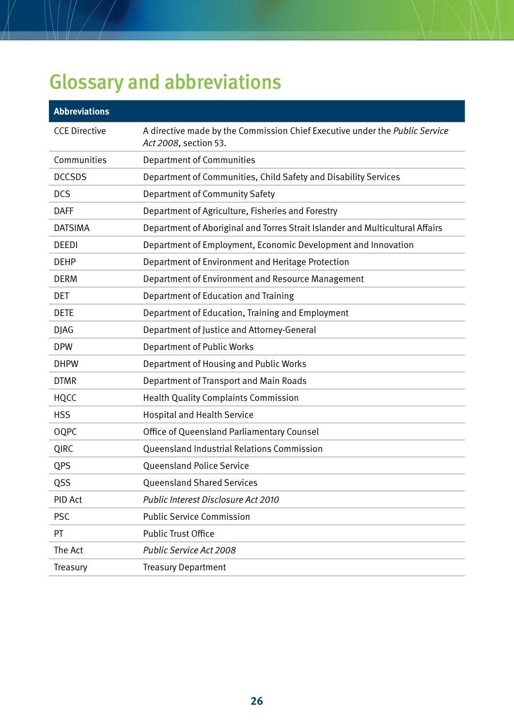# Glossary and abbreviations

| Abbreviations | |
|---|---|
| CCE Directive | A directive made by the Commission Chief Executive under the *Public Service Act 2008*, section 53. |
| Communities | Department of Communities |
| DCCSDS | Department of Communities, Child Safety and Disability Services |
| DCS | Department of Community Safety |
| DAFF | Department of Agriculture, Fisheries and Forestry |
| DATSIMA | Department of Aboriginal and Torres Strait Islander and Multicultural Affairs |
| DEEDI | Department of Employment, Economic Development and Innovation |
| DEHP | Department of Environment and Heritage Protection |
| DERM | Department of Environment and Resource Management |
| DET | Department of Education and Training |
| DETE | Department of Education, Training and Employment |
| DJAG | Department of Justice and Attorney-General |
| DPW | Department of Public Works |
| DHPW | Department of Housing and Public Works |
| DTMR | Department of Transport and Main Roads |
| HQCC | Health Quality Complaints Commission |
| HSS | Hospital and Health Service |
| OQPC | Office of Queensland Parliamentary Counsel |
| QIRC | Queensland Industrial Relations Commission |
| QPS | Queensland Police Service |
| QSS | Queensland Shared Services |
| PID Act | *Public Interest Disclosure Act 2010* |
| PSC | Public Service Commission |
| PT | Public Trust Office |
| The Act | *Public Service Act 2008* |
| Treasury | Treasury Department |